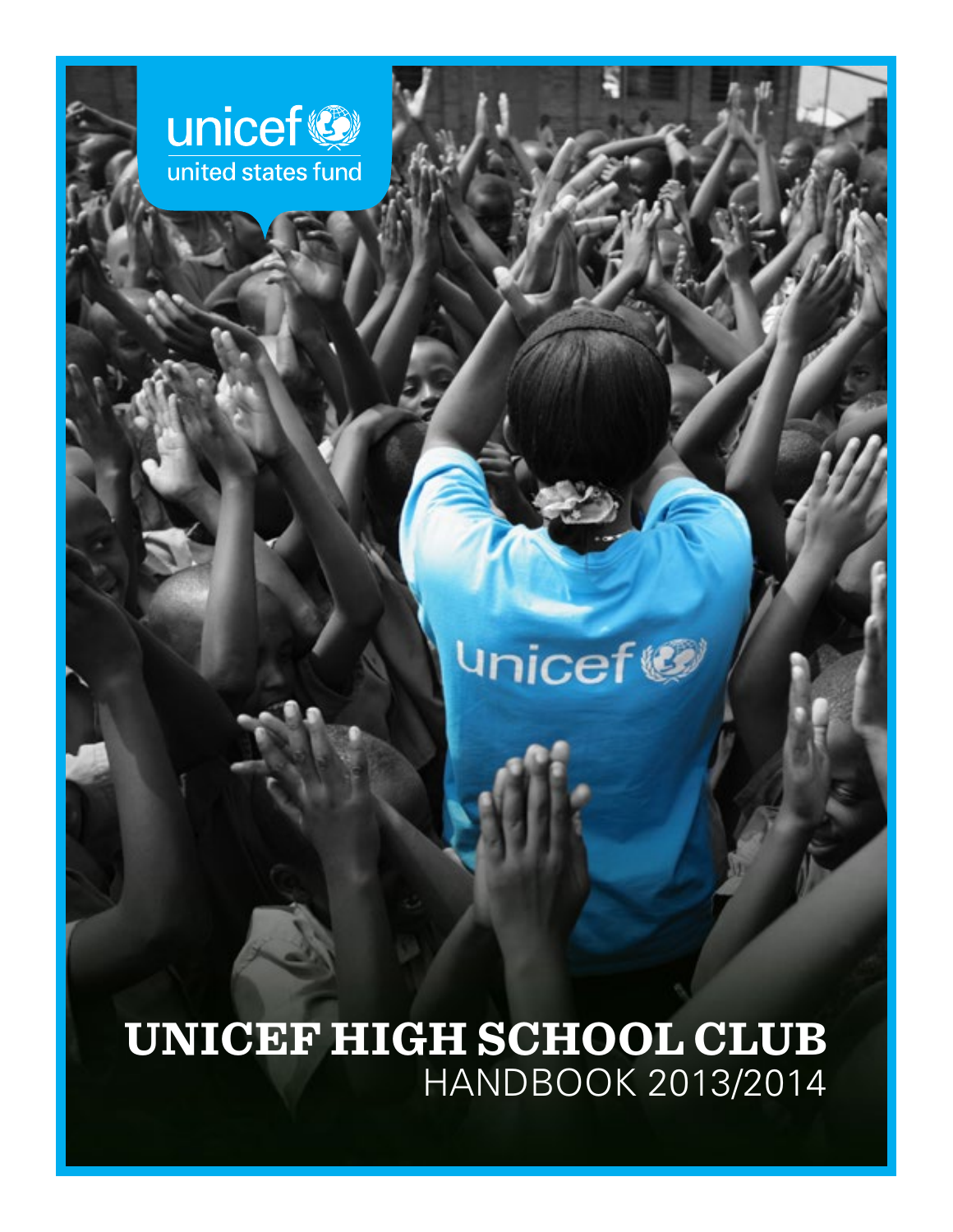unicef
united states fund

# UNICEF HIGH SCHOOL CLUB

HANDBOOK 2013/2014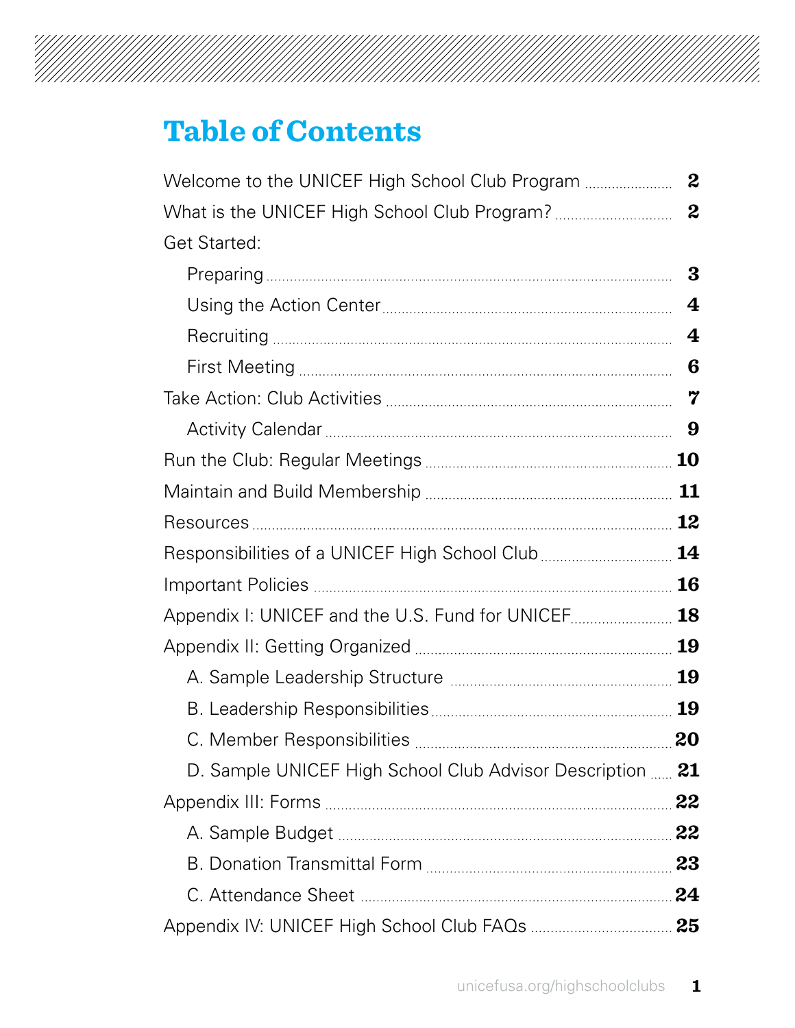# Table of Contents

| | |
|---|---|
| Welcome to the UNICEF High School Club Program | 2 |
| What is the UNICEF High School Club Program? | 2 |
| Get Started: | |
| Preparing | 3 |
| Using the Action Center | 4 |
| Recruiting | 4 |
| First Meeting | 6 |
| Take Action: Club Activities | 7 |
| Activity Calendar | 9 |
| Run the Club: Regular Meetings | 10 |
| Maintain and Build Membership | 11 |
| Resources | 12 |
| Responsibilities of a UNICEF High School Club | 14 |
| Important Policies | 16 |
| Appendix I: UNICEF and the U.S. Fund for UNICEF | 18 |
| Appendix II: Getting Organized | 19 |
| A. Sample Leadership Structure | 19 |
| B. Leadership Responsibilities | 19 |
| C. Member Responsibilities | 20 |
| D. Sample UNICEF High School Club Advisor Description | 21 |
| Appendix III: Forms | 22 |
| A. Sample Budget | 22 |
| B. Donation Transmittal Form | 23 |
| C. Attendance Sheet | 24 |
| Appendix IV: UNICEF High School Club FAQs | 25 |

unicefusa.org/highschoolclubs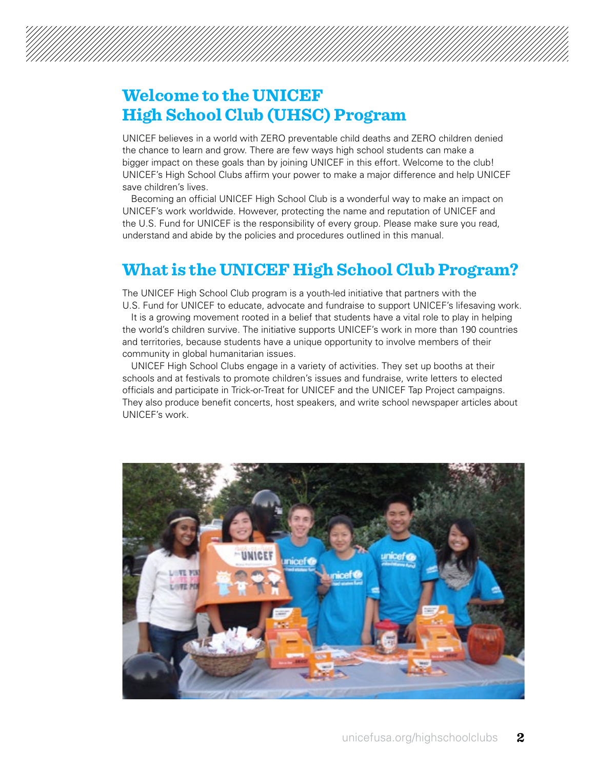## Welcome to the UNICEF High School Club (UHSC) Program

UNICEF believes in a world with ZERO preventable child deaths and ZERO children denied the chance to learn and grow. There are few ways high school students can make a bigger impact on these goals than by joining UNICEF in this effort. Welcome to the club! UNICEF's High School Clubs affirm your power to make a major difference and help UNICEF save children's lives.

Becoming an official UNICEF High School Club is a wonderful way to make an impact on UNICEF's work worldwide. However, protecting the name and reputation of UNICEF and the U.S. Fund for UNICEF is the responsibility of every group. Please make sure you read, understand and abide by the policies and procedures outlined in this manual.

## What is the UNICEF High School Club Program?

The UNICEF High School Club program is a youth-led initiative that partners with the U.S. Fund for UNICEF to educate, advocate and fundraise to support UNICEF's lifesaving work.

It is a growing movement rooted in a belief that students have a vital role to play in helping the world's children survive. The initiative supports UNICEF's work in more than 190 countries and territories, because students have a unique opportunity to involve members of their community in global humanitarian issues.

UNICEF High School Clubs engage in a variety of activities. They set up booths at their schools and at festivals to promote children's issues and fundraise, write letters to elected officials and participate in Trick-or-Treat for UNICEF and the UNICEF Tap Project campaigns. They also produce benefit concerts, host speakers, and write school newspaper articles about UNICEF's work.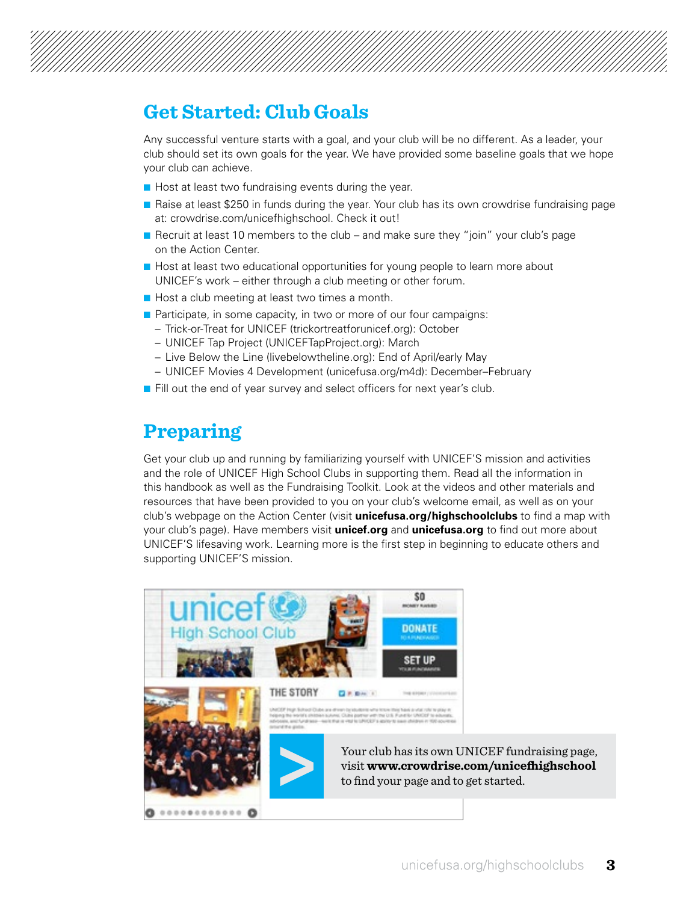## Get Started: Club Goals

Any successful venture starts with a goal, and your club will be no different. As a leader, your club should set its own goals for the year. We have provided some baseline goals that we hope your club can achieve.

- Host at least two fundraising events during the year.
- Raise at least $250 in funds during the year. Your club has its own crowdrise fundraising page at: crowdrise.com/unicefhighschool. Check it out!
- Recruit at least 10 members to the club – and make sure they "join" your club's page on the Action Center.
- Host at least two educational opportunities for young people to learn more about UNICEF's work – either through a club meeting or other forum.
- Host a club meeting at least two times a month.
- Participate, in some capacity, in two or more of our four campaigns:
  - Trick-or-Treat for UNICEF (trickortreatforunicef.org): October
  - UNICEF Tap Project (UNICEFTapProject.org): March
  - Live Below the Line (livebelowtheline.org): End of April/early May
  - UNICEF Movies 4 Development (unicefusa.org/m4d): December–February
- Fill out the end of year survey and select officers for next year's club.

## Preparing

Get your club up and running by familiarizing yourself with UNICEF'S mission and activities and the role of UNICEF High School Clubs in supporting them. Read all the information in this handbook as well as the Fundraising Toolkit. Look at the videos and other materials and resources that have been provided to you on your club's welcome email, as well as on your club's webpage on the Action Center (visit **unicefusa.org/highschoolclubs** to find a map with your club's page). Have members visit **unicef.org** and **unicefusa.org** to find out more about UNICEF'S lifesaving work. Learning more is the first step in beginning to educate others and supporting UNICEF'S mission.

Your club has its own UNICEF fundraising page, visit **www.crowdrise.com/unicefhighschool** to find your page and to get started.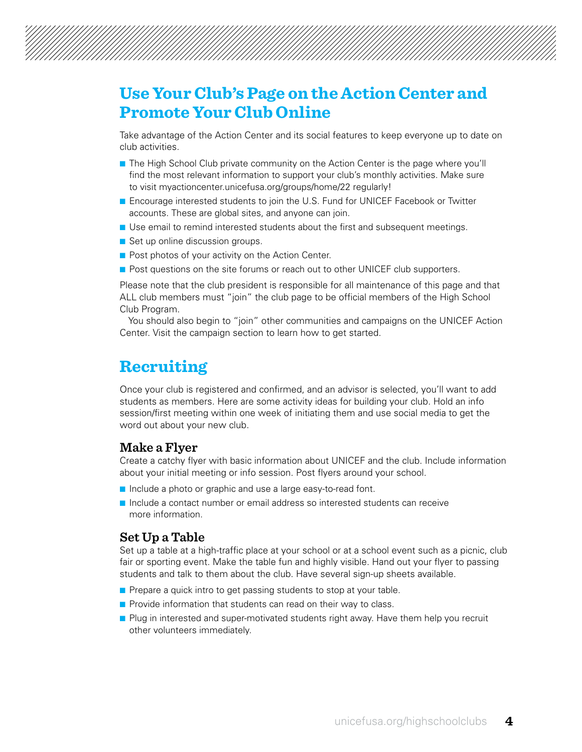## Use Your Club's Page on the Action Center and Promote Your Club Online

Take advantage of the Action Center and its social features to keep everyone up to date on club activities.

- The High School Club private community on the Action Center is the page where you'll find the most relevant information to support your club's monthly activities. Make sure to visit myactioncenter.unicefusa.org/groups/home/22 regularly!
- Encourage interested students to join the U.S. Fund for UNICEF Facebook or Twitter accounts. These are global sites, and anyone can join.
- Use email to remind interested students about the first and subsequent meetings.
- Set up online discussion groups.
- Post photos of your activity on the Action Center.
- Post questions on the site forums or reach out to other UNICEF club supporters.

Please note that the club president is responsible for all maintenance of this page and that ALL club members must "join" the club page to be official members of the High School Club Program.

You should also begin to "join" other communities and campaigns on the UNICEF Action Center. Visit the campaign section to learn how to get started.

## Recruiting

Once your club is registered and confirmed, and an advisor is selected, you'll want to add students as members. Here are some activity ideas for building your club. Hold an info session/first meeting within one week of initiating them and use social media to get the word out about your new club.

### Make a Flyer

Create a catchy flyer with basic information about UNICEF and the club. Include information about your initial meeting or info session. Post flyers around your school.

- Include a photo or graphic and use a large easy-to-read font.
- Include a contact number or email address so interested students can receive more information.

### Set Up a Table

Set up a table at a high-traffic place at your school or at a school event such as a picnic, club fair or sporting event. Make the table fun and highly visible. Hand out your flyer to passing students and talk to them about the club. Have several sign-up sheets available.

- Prepare a quick intro to get passing students to stop at your table.
- Provide information that students can read on their way to class.
- Plug in interested and super-motivated students right away. Have them help you recruit other volunteers immediately.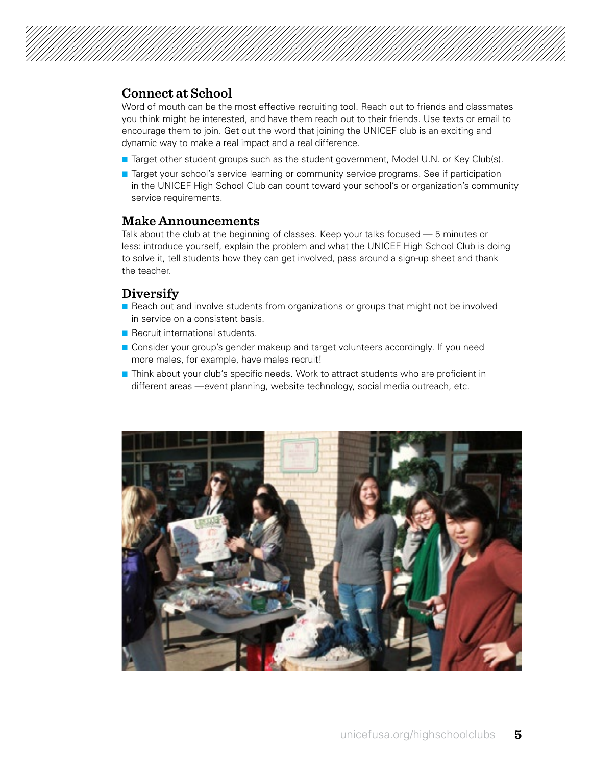## Connect at School

Word of mouth can be the most effective recruiting tool. Reach out to friends and classmates you think might be interested, and have them reach out to their friends. Use texts or email to encourage them to join. Get out the word that joining the UNICEF club is an exciting and dynamic way to make a real impact and a real difference.

- Target other student groups such as the student government, Model U.N. or Key Club(s).
- Target your school's service learning or community service programs. See if participation in the UNICEF High School Club can count toward your school's or organization's community service requirements.

## Make Announcements

Talk about the club at the beginning of classes. Keep your talks focused — 5 minutes or less: introduce yourself, explain the problem and what the UNICEF High School Club is doing to solve it, tell students how they can get involved, pass around a sign-up sheet and thank the teacher.

## Diversify

- Reach out and involve students from organizations or groups that might not be involved in service on a consistent basis.
- Recruit international students.
- Consider your group's gender makeup and target volunteers accordingly. If you need more males, for example, have males recruit!
- Think about your club's specific needs. Work to attract students who are proficient in different areas —event planning, website technology, social media outreach, etc.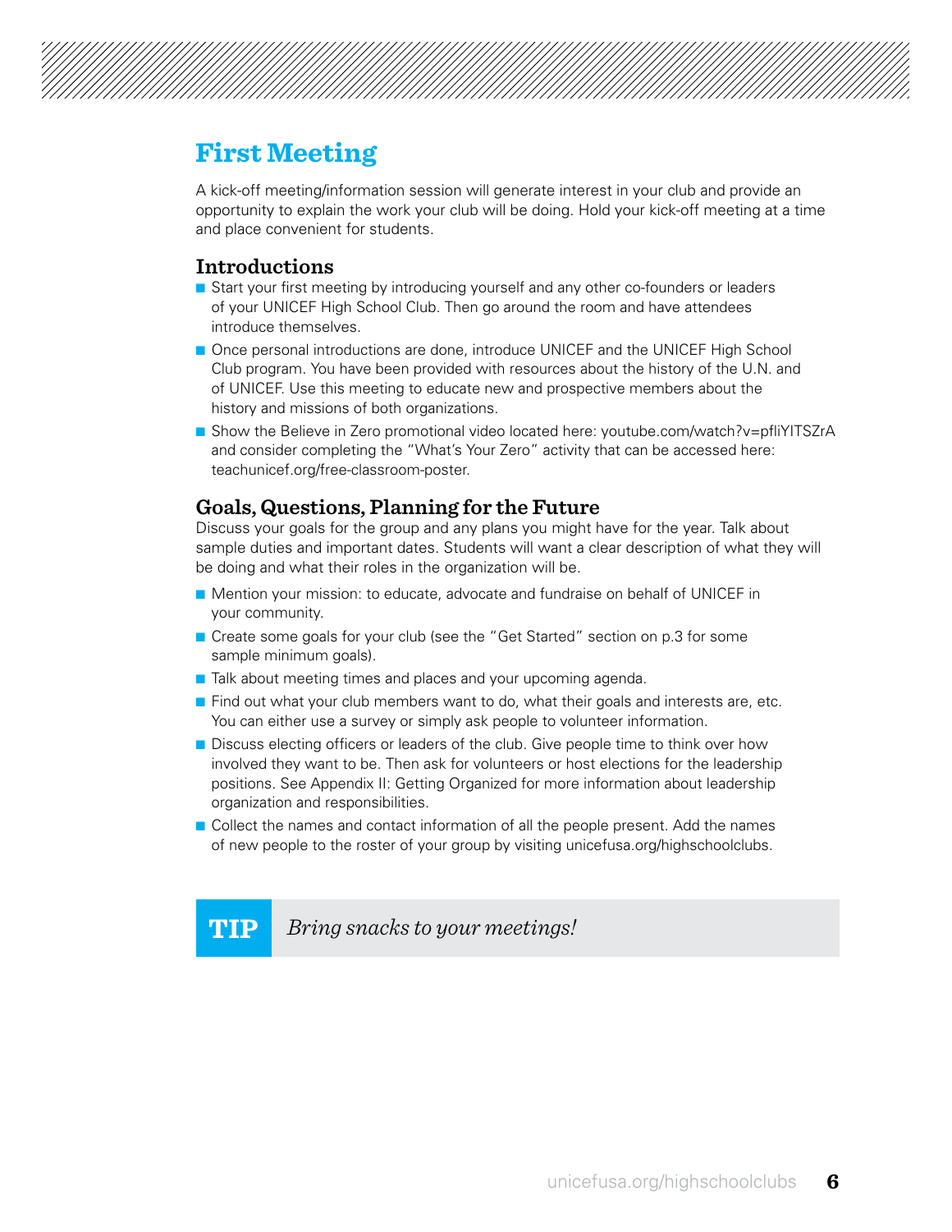# First Meeting

A kick-off meeting/information session will generate interest in your club and provide an opportunity to explain the work your club will be doing. Hold your kick-off meeting at a time and place convenient for students.

## Introductions

- Start your first meeting by introducing yourself and any other co-founders or leaders of your UNICEF High School Club. Then go around the room and have attendees introduce themselves.
- Once personal introductions are done, introduce UNICEF and the UNICEF High School Club program. You have been provided with resources about the history of the U.N. and of UNICEF. Use this meeting to educate new and prospective members about the history and missions of both organizations.
- Show the Believe in Zero promotional video located here: youtube.com/watch?v=pfliYITSZrA and consider completing the "What's Your Zero" activity that can be accessed here: teachunicef.org/free-classroom-poster.

## Goals, Questions, Planning for the Future

Discuss your goals for the group and any plans you might have for the year. Talk about sample duties and important dates. Students will want a clear description of what they will be doing and what their roles in the organization will be.

- Mention your mission: to educate, advocate and fundraise on behalf of UNICEF in your community.
- Create some goals for your club (see the "Get Started" section on p.3 for some sample minimum goals).
- Talk about meeting times and places and your upcoming agenda.
- Find out what your club members want to do, what their goals and interests are, etc. You can either use a survey or simply ask people to volunteer information.
- Discuss electing officers or leaders of the club. Give people time to think over how involved they want to be. Then ask for volunteers or host elections for the leadership positions. See Appendix II: Getting Organized for more information about leadership organization and responsibilities.
- Collect the names and contact information of all the people present. Add the names of new people to the roster of your group by visiting unicefusa.org/highschoolclubs.

**TIP** *Bring snacks to your meetings!*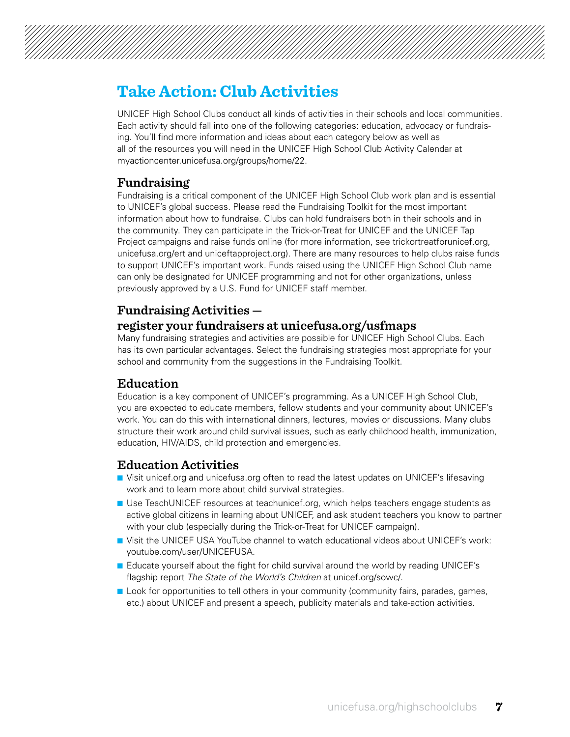# Take Action: Club Activities

UNICEF High School Clubs conduct all kinds of activities in their schools and local communities. Each activity should fall into one of the following categories: education, advocacy or fundraising. You'll find more information and ideas about each category below as well as all of the resources you will need in the UNICEF High School Club Activity Calendar at myactioncenter.unicefusa.org/groups/home/22.

## Fundraising

Fundraising is a critical component of the UNICEF High School Club work plan and is essential to UNICEF's global success. Please read the Fundraising Toolkit for the most important information about how to fundraise. Clubs can hold fundraisers both in their schools and in the community. They can participate in the Trick-or-Treat for UNICEF and the UNICEF Tap Project campaigns and raise funds online (for more information, see trickortreatforunicef.org, unicefusa.org/ert and uniceftapproject.org). There are many resources to help clubs raise funds to support UNICEF's important work. Funds raised using the UNICEF High School Club name can only be designated for UNICEF programming and not for other organizations, unless previously approved by a U.S. Fund for UNICEF staff member.

## Fundraising Activities — register your fundraisers at unicefusa.org/usfmaps

Many fundraising strategies and activities are possible for UNICEF High School Clubs. Each has its own particular advantages. Select the fundraising strategies most appropriate for your school and community from the suggestions in the Fundraising Toolkit.

## Education

Education is a key component of UNICEF's programming. As a UNICEF High School Club, you are expected to educate members, fellow students and your community about UNICEF's work. You can do this with international dinners, lectures, movies or discussions. Many clubs structure their work around child survival issues, such as early childhood health, immunization, education, HIV/AIDS, child protection and emergencies.

## Education Activities

- Visit unicef.org and unicefusa.org often to read the latest updates on UNICEF's lifesaving work and to learn more about child survival strategies.
- Use TeachUNICEF resources at teachunicef.org, which helps teachers engage students as active global citizens in learning about UNICEF, and ask student teachers you know to partner with your club (especially during the Trick-or-Treat for UNICEF campaign).
- Visit the UNICEF USA YouTube channel to watch educational videos about UNICEF's work: youtube.com/user/UNICEFUSA.
- Educate yourself about the fight for child survival around the world by reading UNICEF's flagship report *The State of the World's Children* at unicef.org/sowc/.
- Look for opportunities to tell others in your community (community fairs, parades, games, etc.) about UNICEF and present a speech, publicity materials and take-action activities.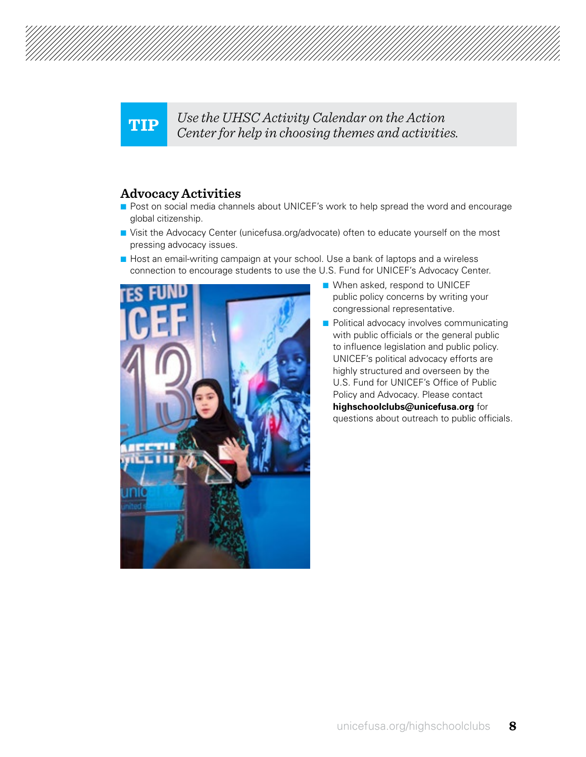**TIP** *Use the UHSC Activity Calendar on the Action Center for help in choosing themes and activities.*

## Advocacy Activities

- Post on social media channels about UNICEF's work to help spread the word and encourage global citizenship.
- Visit the Advocacy Center (unicefusa.org/advocate) often to educate yourself on the most pressing advocacy issues.
- Host an email-writing campaign at your school. Use a bank of laptops and a wireless connection to encourage students to use the U.S. Fund for UNICEF's Advocacy Center.
- When asked, respond to UNICEF public policy concerns by writing your congressional representative.
- Political advocacy involves communicating with public officials or the general public to influence legislation and public policy. UNICEF's political advocacy efforts are highly structured and overseen by the U.S. Fund for UNICEF's Office of Public Policy and Advocacy. Please contact **highschoolclubs@unicefusa.org** for questions about outreach to public officials.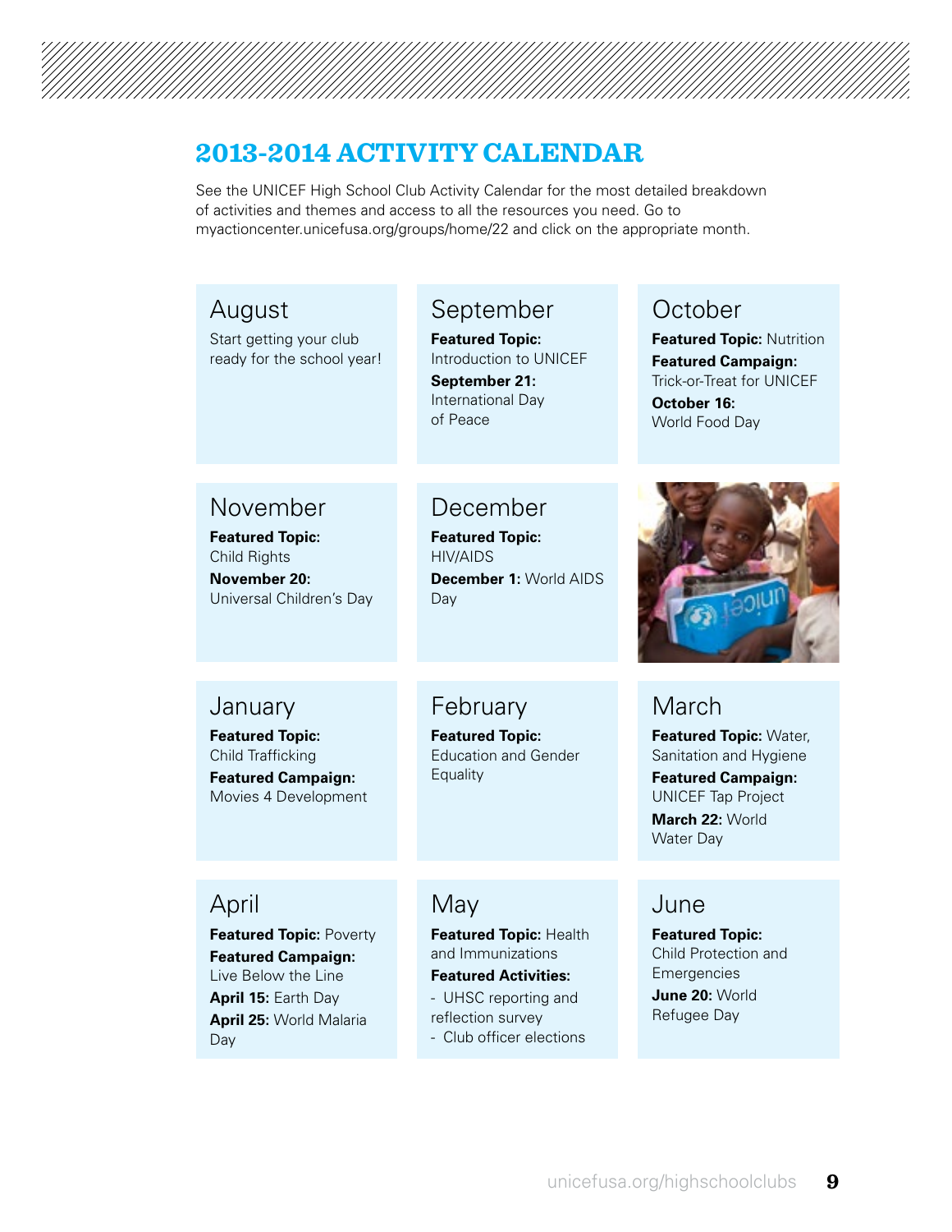## 2013-2014 ACTIVITY CALENDAR

See the UNICEF High School Club Activity Calendar for the most detailed breakdown of activities and themes and access to all the resources you need. Go to myactioncenter.unicefusa.org/groups/home/22 and click on the appropriate month.

### August

Start getting your club ready for the school year!

### September

**Featured Topic:** Introduction to UNICEF

**September 21:** International Day of Peace

### October

**Featured Topic:** Nutrition

**Featured Campaign:** Trick-or-Treat for UNICEF

**October 16:** World Food Day

### November

**Featured Topic:** Child Rights

**November 20:** Universal Children's Day

### December

**Featured Topic:** HIV/AIDS

**December 1:** World AIDS Day

### January

**Featured Topic:** Child Trafficking

**Featured Campaign:** Movies 4 Development

### February

**Featured Topic:** Education and Gender Equality

### March

**Featured Topic:** Water, Sanitation and Hygiene

**Featured Campaign:** UNICEF Tap Project

**March 22:** World Water Day

### April

**Featured Topic:** Poverty

**Featured Campaign:** Live Below the Line

**April 15:** Earth Day

**April 25:** World Malaria Day

### May

**Featured Topic:** Health and Immunizations

**Featured Activities:**

- UHSC reporting and reflection survey
- Club officer elections

### June

**Featured Topic:** Child Protection and Emergencies

**June 20:** World Refugee Day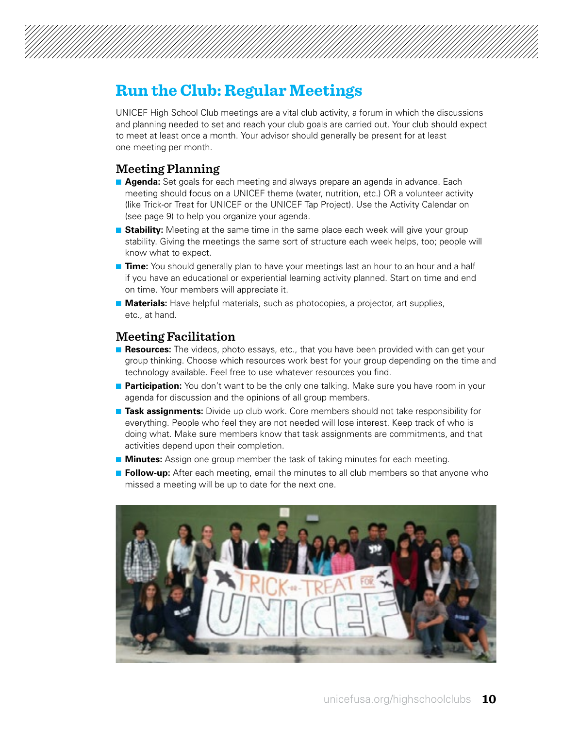# Run the Club: Regular Meetings

UNICEF High School Club meetings are a vital club activity, a forum in which the discussions and planning needed to set and reach your club goals are carried out. Your club should expect to meet at least once a month. Your advisor should generally be present for at least one meeting per month.

## Meeting Planning

- **Agenda:** Set goals for each meeting and always prepare an agenda in advance. Each meeting should focus on a UNICEF theme (water, nutrition, etc.) OR a volunteer activity (like Trick-or Treat for UNICEF or the UNICEF Tap Project). Use the Activity Calendar on (see page 9) to help you organize your agenda.
- **Stability:** Meeting at the same time in the same place each week will give your group stability. Giving the meetings the same sort of structure each week helps, too; people will know what to expect.
- **Time:** You should generally plan to have your meetings last an hour to an hour and a half if you have an educational or experiential learning activity planned. Start on time and end on time. Your members will appreciate it.
- **Materials:** Have helpful materials, such as photocopies, a projector, art supplies, etc., at hand.

## Meeting Facilitation

- **Resources:** The videos, photo essays, etc., that you have been provided with can get your group thinking. Choose which resources work best for your group depending on the time and technology available. Feel free to use whatever resources you find.
- **Participation:** You don't want to be the only one talking. Make sure you have room in your agenda for discussion and the opinions of all group members.
- **Task assignments:** Divide up club work. Core members should not take responsibility for everything. People who feel they are not needed will lose interest. Keep track of who is doing what. Make sure members know that task assignments are commitments, and that activities depend upon their completion.
- **Minutes:** Assign one group member the task of taking minutes for each meeting.
- **Follow-up:** After each meeting, email the minutes to all club members so that anyone who missed a meeting will be up to date for the next one.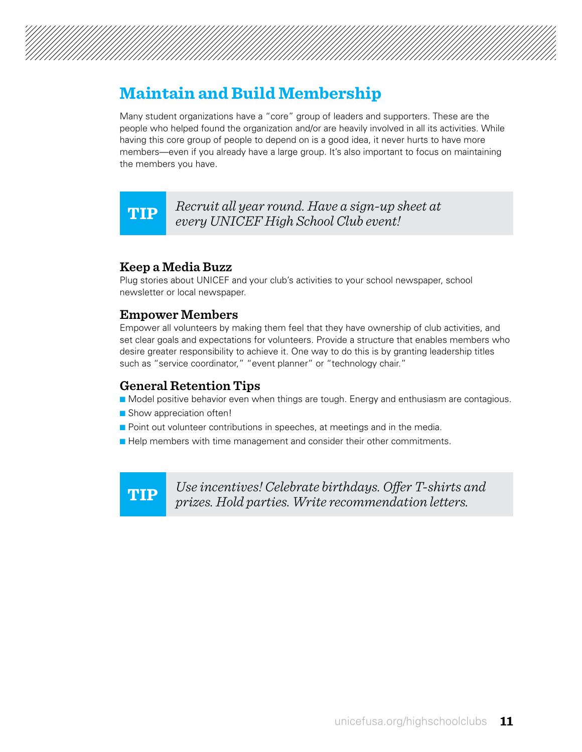# Maintain and Build Membership

Many student organizations have a "core" group of leaders and supporters. These are the people who helped found the organization and/or are heavily involved in all its activities. While having this core group of people to depend on is a good idea, it never hurts to have more members—even if you already have a large group. It's also important to focus on maintaining the members you have.

> **TIP** *Recruit all year round. Have a sign-up sheet at every UNICEF High School Club event!*

### Keep a Media Buzz

Plug stories about UNICEF and your club's activities to your school newspaper, school newsletter or local newspaper.

### Empower Members

Empower all volunteers by making them feel that they have ownership of club activities, and set clear goals and expectations for volunteers. Provide a structure that enables members who desire greater responsibility to achieve it. One way to do this is by granting leadership titles such as "service coordinator," "event planner" or "technology chair."

### General Retention Tips

- Model positive behavior even when things are tough. Energy and enthusiasm are contagious.
- Show appreciation often!
- Point out volunteer contributions in speeches, at meetings and in the media.
- Help members with time management and consider their other commitments.

> **TIP** *Use incentives! Celebrate birthdays. Offer T-shirts and prizes. Hold parties. Write recommendation letters.*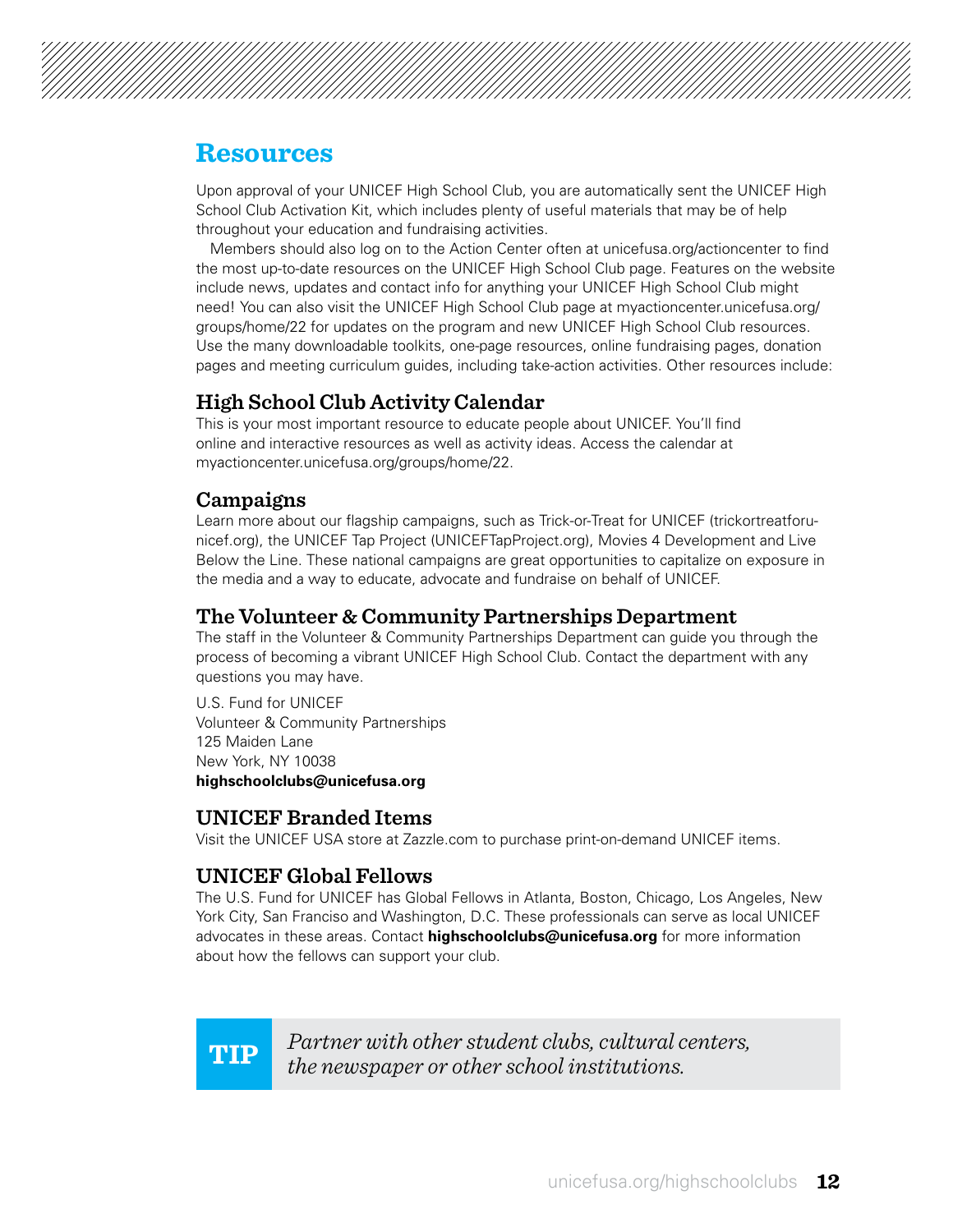# Resources

Upon approval of your UNICEF High School Club, you are automatically sent the UNICEF High School Club Activation Kit, which includes plenty of useful materials that may be of help throughout your education and fundraising activities.

Members should also log on to the Action Center often at unicefusa.org/actioncenter to find the most up-to-date resources on the UNICEF High School Club page. Features on the website include news, updates and contact info for anything your UNICEF High School Club might need! You can also visit the UNICEF High School Club page at myactioncenter.unicefusa.org/groups/home/22 for updates on the program and new UNICEF High School Club resources. Use the many downloadable toolkits, one-page resources, online fundraising pages, donation pages and meeting curriculum guides, including take-action activities. Other resources include:

## High School Club Activity Calendar

This is your most important resource to educate people about UNICEF. You'll find online and interactive resources as well as activity ideas. Access the calendar at myactioncenter.unicefusa.org/groups/home/22.

## Campaigns

Learn more about our flagship campaigns, such as Trick-or-Treat for UNICEF (trickortreatforunicef.org), the UNICEF Tap Project (UNICEFTapProject.org), Movies 4 Development and Live Below the Line. These national campaigns are great opportunities to capitalize on exposure in the media and a way to educate, advocate and fundraise on behalf of UNICEF.

## The Volunteer & Community Partnerships Department

The staff in the Volunteer & Community Partnerships Department can guide you through the process of becoming a vibrant UNICEF High School Club. Contact the department with any questions you may have.

U.S. Fund for UNICEF
Volunteer & Community Partnerships
125 Maiden Lane
New York, NY 10038
**highschoolclubs@unicefusa.org**

## UNICEF Branded Items

Visit the UNICEF USA store at Zazzle.com to purchase print-on-demand UNICEF items.

## UNICEF Global Fellows

The U.S. Fund for UNICEF has Global Fellows in Atlanta, Boston, Chicago, Los Angeles, New York City, San Francisco and Washington, D.C. These professionals can serve as local UNICEF advocates in these areas. Contact **highschoolclubs@unicefusa.org** for more information about how the fellows can support your club.

**TIP** *Partner with other student clubs, cultural centers, the newspaper or other school institutions.*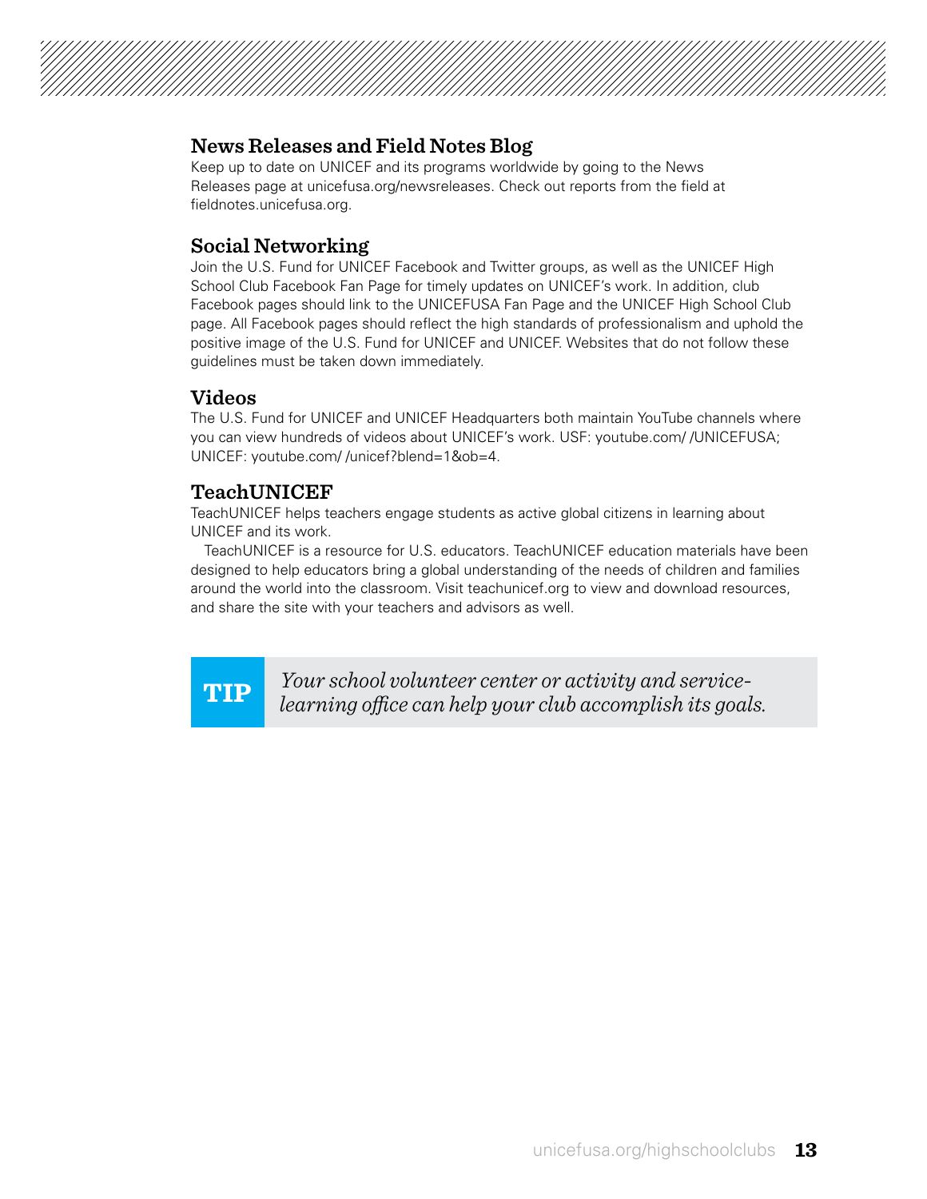### News Releases and Field Notes Blog

Keep up to date on UNICEF and its programs worldwide by going to the News Releases page at unicefusa.org/newsreleases. Check out reports from the field at fieldnotes.unicefusa.org.

### Social Networking

Join the U.S. Fund for UNICEF Facebook and Twitter groups, as well as the UNICEF High School Club Facebook Fan Page for timely updates on UNICEF's work. In addition, club Facebook pages should link to the UNICEFUSA Fan Page and the UNICEF High School Club page. All Facebook pages should reflect the high standards of professionalism and uphold the positive image of the U.S. Fund for UNICEF and UNICEF. Websites that do not follow these guidelines must be taken down immediately.

### Videos

The U.S. Fund for UNICEF and UNICEF Headquarters both maintain YouTube channels where you can view hundreds of videos about UNICEF's work. USF: youtube.com/ /UNICEFUSA; UNICEF: youtube.com/ /unicef?blend=1&ob=4.

### TeachUNICEF

TeachUNICEF helps teachers engage students as active global citizens in learning about UNICEF and its work.

TeachUNICEF is a resource for U.S. educators. TeachUNICEF education materials have been designed to help educators bring a global understanding of the needs of children and families around the world into the classroom. Visit teachunicef.org to view and download resources, and share the site with your teachers and advisors as well.

**TIP** *Your school volunteer center or activity and service-learning office can help your club accomplish its goals.*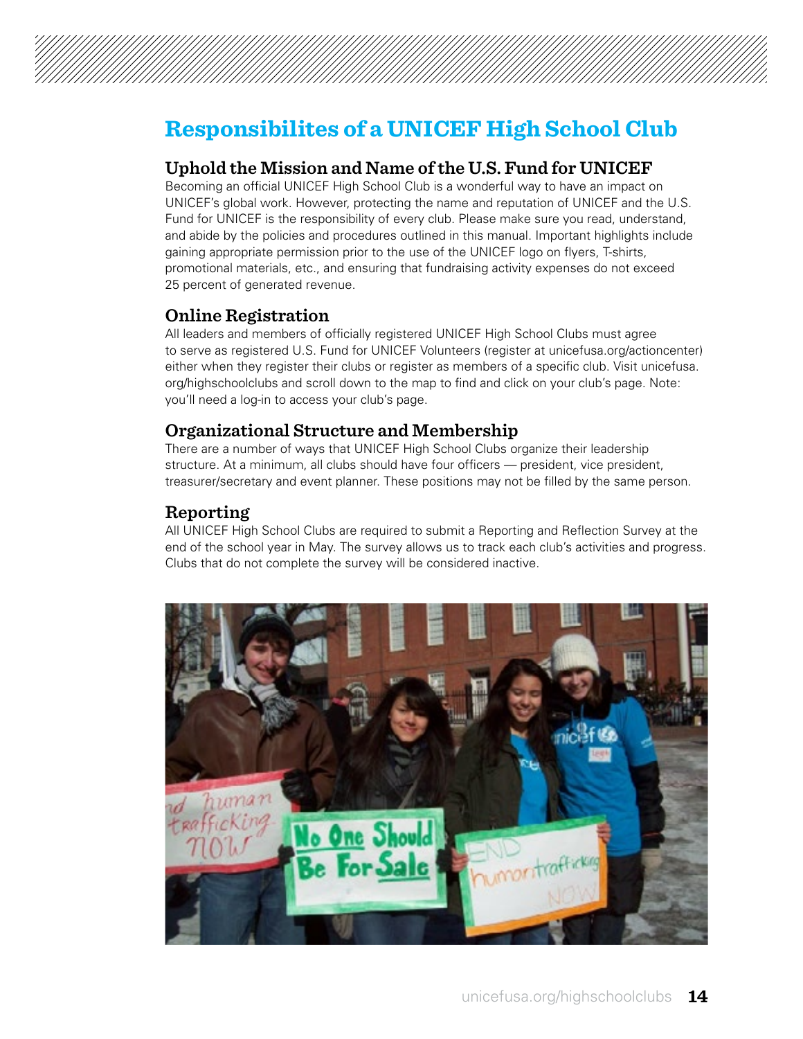# Responsibilites of a UNICEF High School Club

## Uphold the Mission and Name of the U.S. Fund for UNICEF

Becoming an official UNICEF High School Club is a wonderful way to have an impact on UNICEF's global work. However, protecting the name and reputation of UNICEF and the U.S. Fund for UNICEF is the responsibility of every club. Please make sure you read, understand, and abide by the policies and procedures outlined in this manual. Important highlights include gaining appropriate permission prior to the use of the UNICEF logo on flyers, T-shirts, promotional materials, etc., and ensuring that fundraising activity expenses do not exceed 25 percent of generated revenue.

## Online Registration

All leaders and members of officially registered UNICEF High School Clubs must agree to serve as registered U.S. Fund for UNICEF Volunteers (register at unicefusa.org/actioncenter) either when they register their clubs or register as members of a specific club. Visit unicefusa.org/highschoolclubs and scroll down to the map to find and click on your club's page. Note: you'll need a log-in to access your club's page.

## Organizational Structure and Membership

There are a number of ways that UNICEF High School Clubs organize their leadership structure. At a minimum, all clubs should have four officers — president, vice president, treasurer/secretary and event planner. These positions may not be filled by the same person.

## Reporting

All UNICEF High School Clubs are required to submit a Reporting and Reflection Survey at the end of the school year in May. The survey allows us to track each club's activities and progress. Clubs that do not complete the survey will be considered inactive.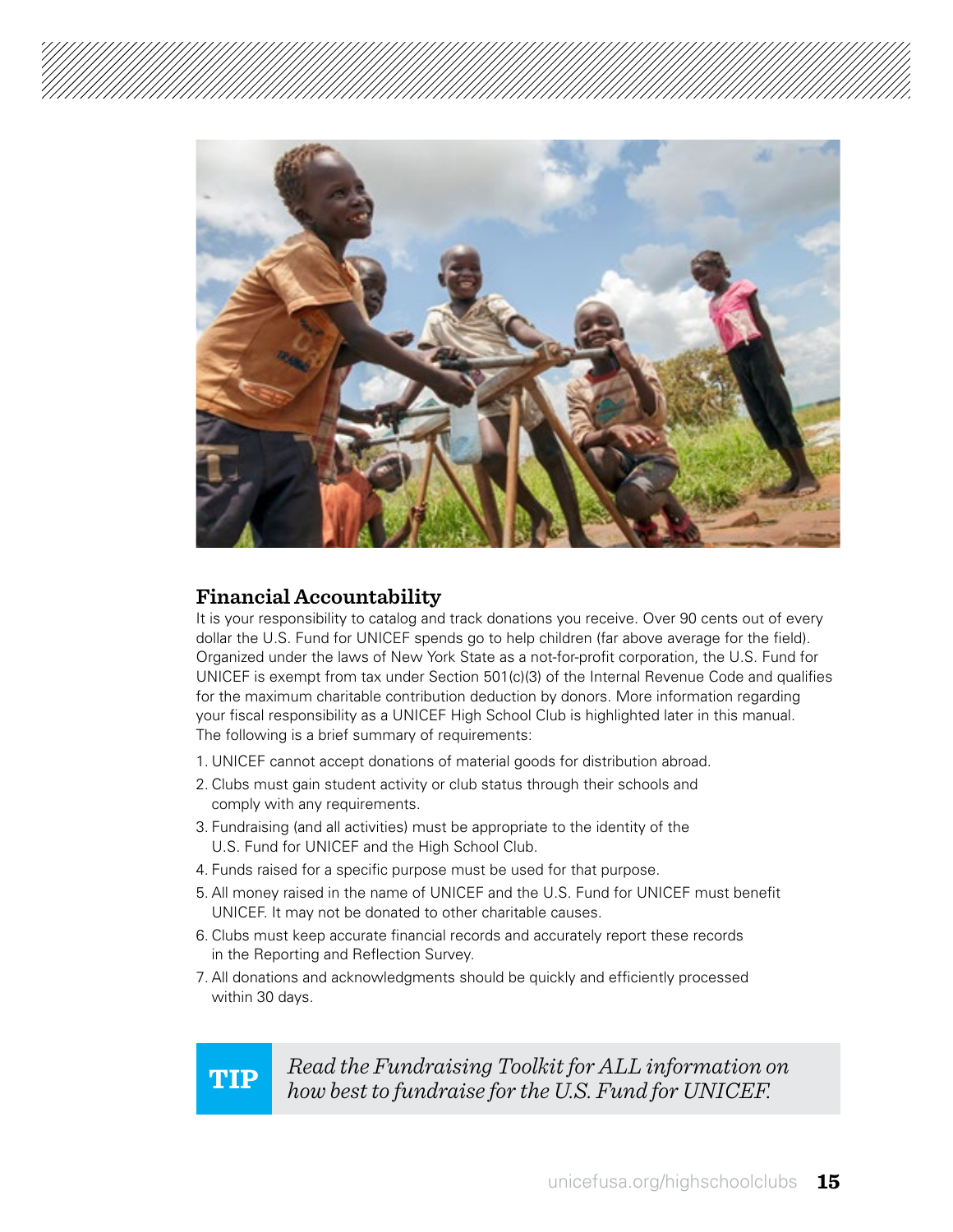## Financial Accountability

It is your responsibility to catalog and track donations you receive. Over 90 cents out of every dollar the U.S. Fund for UNICEF spends go to help children (far above average for the field). Organized under the laws of New York State as a not-for-profit corporation, the U.S. Fund for UNICEF is exempt from tax under Section 501(c)(3) of the Internal Revenue Code and qualifies for the maximum charitable contribution deduction by donors. More information regarding your fiscal responsibility as a UNICEF High School Club is highlighted later in this manual. The following is a brief summary of requirements:

1. UNICEF cannot accept donations of material goods for distribution abroad.
2. Clubs must gain student activity or club status through their schools and comply with any requirements.
3. Fundraising (and all activities) must be appropriate to the identity of the U.S. Fund for UNICEF and the High School Club.
4. Funds raised for a specific purpose must be used for that purpose.
5. All money raised in the name of UNICEF and the U.S. Fund for UNICEF must benefit UNICEF. It may not be donated to other charitable causes.
6. Clubs must keep accurate financial records and accurately report these records in the Reporting and Reflection Survey.
7. All donations and acknowledgments should be quickly and efficiently processed within 30 days.

**TIP** *Read the Fundraising Toolkit for ALL information on how best to fundraise for the U.S. Fund for UNICEF.*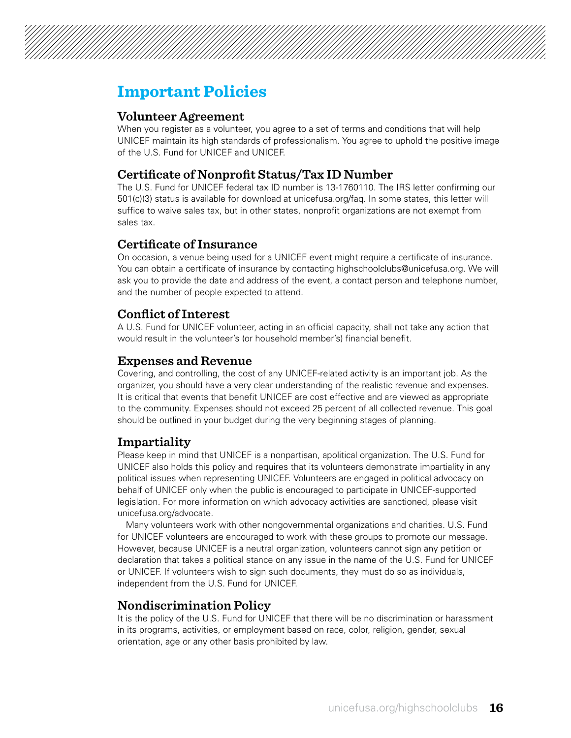# Important Policies

## Volunteer Agreement

When you register as a volunteer, you agree to a set of terms and conditions that will help UNICEF maintain its high standards of professionalism. You agree to uphold the positive image of the U.S. Fund for UNICEF and UNICEF.

## Certificate of Nonprofit Status/Tax ID Number

The U.S. Fund for UNICEF federal tax ID number is 13-1760110. The IRS letter confirming our 501(c)(3) status is available for download at unicefusa.org/faq. In some states, this letter will suffice to waive sales tax, but in other states, nonprofit organizations are not exempt from sales tax.

## Certificate of Insurance

On occasion, a venue being used for a UNICEF event might require a certificate of insurance. You can obtain a certificate of insurance by contacting highschoolclubs@unicefusa.org. We will ask you to provide the date and address of the event, a contact person and telephone number, and the number of people expected to attend.

## Conflict of Interest

A U.S. Fund for UNICEF volunteer, acting in an official capacity, shall not take any action that would result in the volunteer's (or household member's) financial benefit.

## Expenses and Revenue

Covering, and controlling, the cost of any UNICEF-related activity is an important job. As the organizer, you should have a very clear understanding of the realistic revenue and expenses. It is critical that events that benefit UNICEF are cost effective and are viewed as appropriate to the community. Expenses should not exceed 25 percent of all collected revenue. This goal should be outlined in your budget during the very beginning stages of planning.

## Impartiality

Please keep in mind that UNICEF is a nonpartisan, apolitical organization. The U.S. Fund for UNICEF also holds this policy and requires that its volunteers demonstrate impartiality in any political issues when representing UNICEF. Volunteers are engaged in political advocacy on behalf of UNICEF only when the public is encouraged to participate in UNICEF-supported legislation. For more information on which advocacy activities are sanctioned, please visit unicefusa.org/advocate.

Many volunteers work with other nongovernmental organizations and charities. U.S. Fund for UNICEF volunteers are encouraged to work with these groups to promote our message. However, because UNICEF is a neutral organization, volunteers cannot sign any petition or declaration that takes a political stance on any issue in the name of the U.S. Fund for UNICEF or UNICEF. If volunteers wish to sign such documents, they must do so as individuals, independent from the U.S. Fund for UNICEF.

## Nondiscrimination Policy

It is the policy of the U.S. Fund for UNICEF that there will be no discrimination or harassment in its programs, activities, or employment based on race, color, religion, gender, sexual orientation, age or any other basis prohibited by law.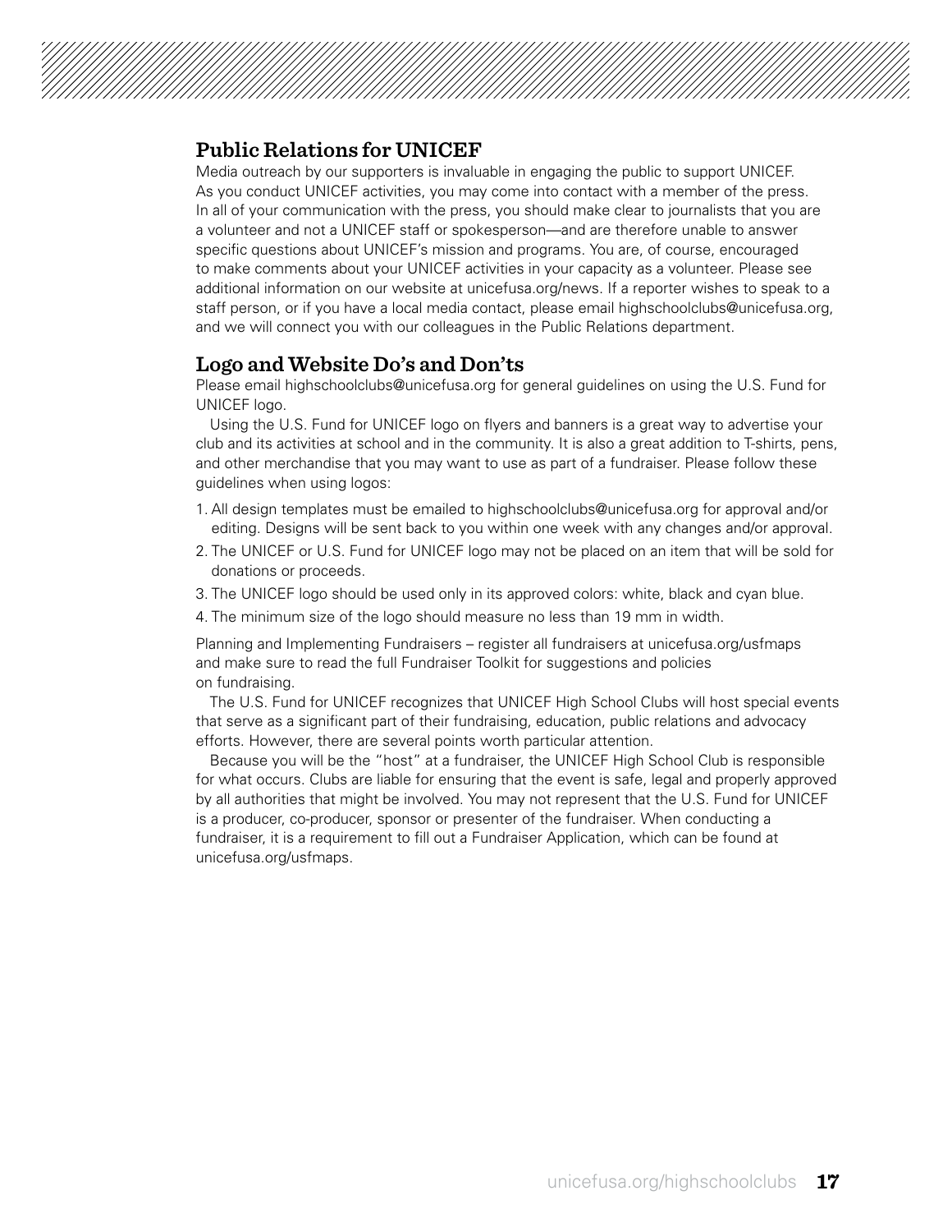## Public Relations for UNICEF

Media outreach by our supporters is invaluable in engaging the public to support UNICEF. As you conduct UNICEF activities, you may come into contact with a member of the press. In all of your communication with the press, you should make clear to journalists that you are a volunteer and not a UNICEF staff or spokesperson—and are therefore unable to answer specific questions about UNICEF's mission and programs. You are, of course, encouraged to make comments about your UNICEF activities in your capacity as a volunteer. Please see additional information on our website at unicefusa.org/news. If a reporter wishes to speak to a staff person, or if you have a local media contact, please email highschoolclubs@unicefusa.org, and we will connect you with our colleagues in the Public Relations department.

## Logo and Website Do's and Don'ts

Please email highschoolclubs@unicefusa.org for general guidelines on using the U.S. Fund for UNICEF logo.

Using the U.S. Fund for UNICEF logo on flyers and banners is a great way to advertise your club and its activities at school and in the community. It is also a great addition to T-shirts, pens, and other merchandise that you may want to use as part of a fundraiser. Please follow these guidelines when using logos:

1. All design templates must be emailed to highschoolclubs@unicefusa.org for approval and/or editing. Designs will be sent back to you within one week with any changes and/or approval.
2. The UNICEF or U.S. Fund for UNICEF logo may not be placed on an item that will be sold for donations or proceeds.
3. The UNICEF logo should be used only in its approved colors: white, black and cyan blue.
4. The minimum size of the logo should measure no less than 19 mm in width.

Planning and Implementing Fundraisers – register all fundraisers at unicefusa.org/usfmaps and make sure to read the full Fundraiser Toolkit for suggestions and policies on fundraising.

The U.S. Fund for UNICEF recognizes that UNICEF High School Clubs will host special events that serve as a significant part of their fundraising, education, public relations and advocacy efforts. However, there are several points worth particular attention.

Because you will be the "host" at a fundraiser, the UNICEF High School Club is responsible for what occurs. Clubs are liable for ensuring that the event is safe, legal and properly approved by all authorities that might be involved. You may not represent that the U.S. Fund for UNICEF is a producer, co-producer, sponsor or presenter of the fundraiser. When conducting a fundraiser, it is a requirement to fill out a Fundraiser Application, which can be found at unicefusa.org/usfmaps.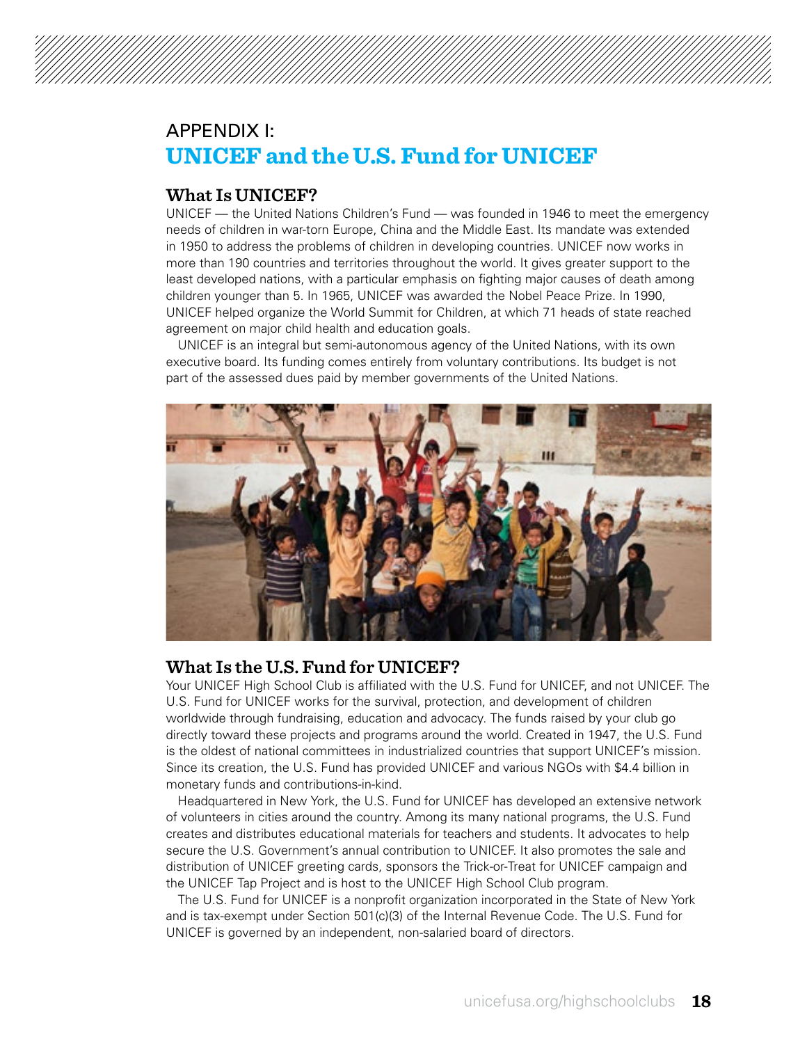# APPENDIX I:
# UNICEF and the U.S. Fund for UNICEF

## What Is UNICEF?

UNICEF — the United Nations Children's Fund — was founded in 1946 to meet the emergency needs of children in war-torn Europe, China and the Middle East. Its mandate was extended in 1950 to address the problems of children in developing countries. UNICEF now works in more than 190 countries and territories throughout the world. It gives greater support to the least developed nations, with a particular emphasis on fighting major causes of death among children younger than 5. In 1965, UNICEF was awarded the Nobel Peace Prize. In 1990, UNICEF helped organize the World Summit for Children, at which 71 heads of state reached agreement on major child health and education goals.

UNICEF is an integral but semi-autonomous agency of the United Nations, with its own executive board. Its funding comes entirely from voluntary contributions. Its budget is not part of the assessed dues paid by member governments of the United Nations.

## What Is the U.S. Fund for UNICEF?

Your UNICEF High School Club is affiliated with the U.S. Fund for UNICEF, and not UNICEF. The U.S. Fund for UNICEF works for the survival, protection, and development of children worldwide through fundraising, education and advocacy. The funds raised by your club go directly toward these projects and programs around the world. Created in 1947, the U.S. Fund is the oldest of national committees in industrialized countries that support UNICEF's mission. Since its creation, the U.S. Fund has provided UNICEF and various NGOs with $4.4 billion in monetary funds and contributions-in-kind.

Headquartered in New York, the U.S. Fund for UNICEF has developed an extensive network of volunteers in cities around the country. Among its many national programs, the U.S. Fund creates and distributes educational materials for teachers and students. It advocates to help secure the U.S. Government's annual contribution to UNICEF. It also promotes the sale and distribution of UNICEF greeting cards, sponsors the Trick-or-Treat for UNICEF campaign and the UNICEF Tap Project and is host to the UNICEF High School Club program.

The U.S. Fund for UNICEF is a nonprofit organization incorporated in the State of New York and is tax-exempt under Section 501(c)(3) of the Internal Revenue Code. The U.S. Fund for UNICEF is governed by an independent, non-salaried board of directors.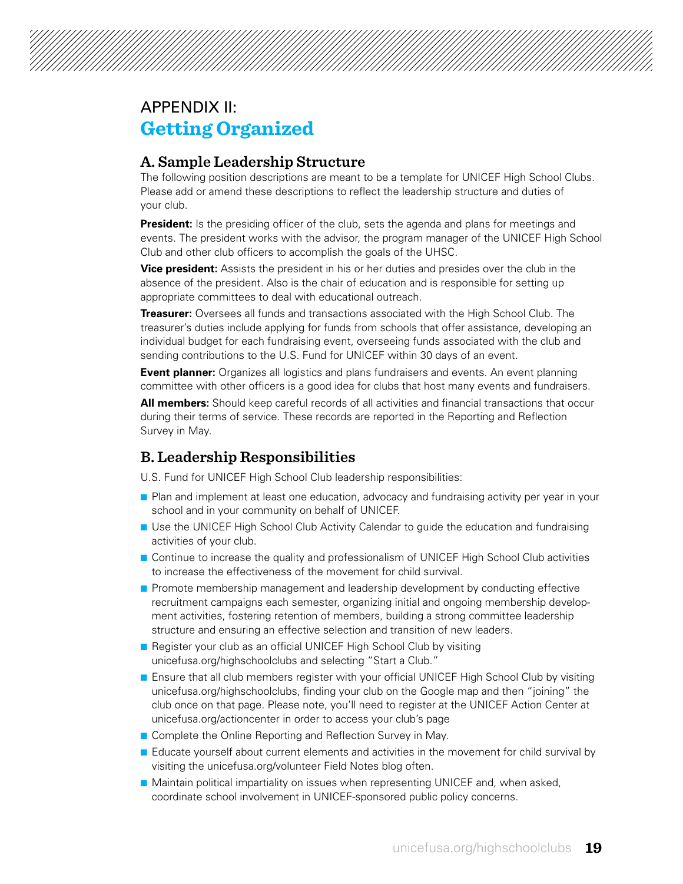# APPENDIX II:
# Getting Organized

## A. Sample Leadership Structure

The following position descriptions are meant to be a template for UNICEF High School Clubs. Please add or amend these descriptions to reflect the leadership structure and duties of your club.

**President:** Is the presiding officer of the club, sets the agenda and plans for meetings and events. The president works with the advisor, the program manager of the UNICEF High School Club and other club officers to accomplish the goals of the UHSC.

**Vice president:** Assists the president in his or her duties and presides over the club in the absence of the president. Also is the chair of education and is responsible for setting up appropriate committees to deal with educational outreach.

**Treasurer:** Oversees all funds and transactions associated with the High School Club. The treasurer's duties include applying for funds from schools that offer assistance, developing an individual budget for each fundraising event, overseeing funds associated with the club and sending contributions to the U.S. Fund for UNICEF within 30 days of an event.

**Event planner:** Organizes all logistics and plans fundraisers and events. An event planning committee with other officers is a good idea for clubs that host many events and fundraisers.

**All members:** Should keep careful records of all activities and financial transactions that occur during their terms of service. These records are reported in the Reporting and Reflection Survey in May.

## B. Leadership Responsibilities

U.S. Fund for UNICEF High School Club leadership responsibilities:

- Plan and implement at least one education, advocacy and fundraising activity per year in your school and in your community on behalf of UNICEF.
- Use the UNICEF High School Club Activity Calendar to guide the education and fundraising activities of your club.
- Continue to increase the quality and professionalism of UNICEF High School Club activities to increase the effectiveness of the movement for child survival.
- Promote membership management and leadership development by conducting effective recruitment campaigns each semester, organizing initial and ongoing membership development activities, fostering retention of members, building a strong committee leadership structure and ensuring an effective selection and transition of new leaders.
- Register your club as an official UNICEF High School Club by visiting unicefusa.org/highschoolclubs and selecting "Start a Club."
- Ensure that all club members register with your official UNICEF High School Club by visiting unicefusa.org/highschoolclubs, finding your club on the Google map and then "joining" the club once on that page. Please note, you'll need to register at the UNICEF Action Center at unicefusa.org/actioncenter in order to access your club's page
- Complete the Online Reporting and Reflection Survey in May.
- Educate yourself about current elements and activities in the movement for child survival by visiting the unicefusa.org/volunteer Field Notes blog often.
- Maintain political impartiality on issues when representing UNICEF and, when asked, coordinate school involvement in UNICEF-sponsored public policy concerns.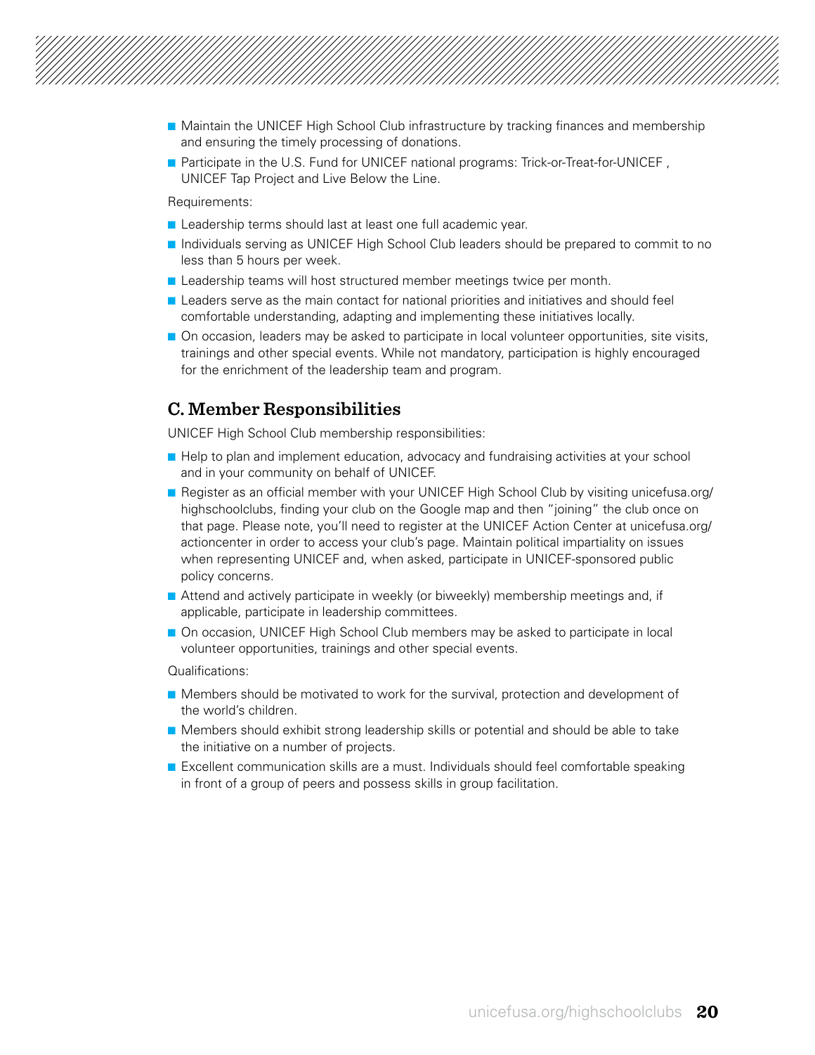- Maintain the UNICEF High School Club infrastructure by tracking finances and membership and ensuring the timely processing of donations.
- Participate in the U.S. Fund for UNICEF national programs: Trick-or-Treat-for-UNICEF , UNICEF Tap Project and Live Below the Line.

Requirements:

- Leadership terms should last at least one full academic year.
- Individuals serving as UNICEF High School Club leaders should be prepared to commit to no less than 5 hours per week.
- Leadership teams will host structured member meetings twice per month.
- Leaders serve as the main contact for national priorities and initiatives and should feel comfortable understanding, adapting and implementing these initiatives locally.
- On occasion, leaders may be asked to participate in local volunteer opportunities, site visits, trainings and other special events. While not mandatory, participation is highly encouraged for the enrichment of the leadership team and program.

## C. Member Responsibilities

UNICEF High School Club membership responsibilities:

- Help to plan and implement education, advocacy and fundraising activities at your school and in your community on behalf of UNICEF.
- Register as an official member with your UNICEF High School Club by visiting unicefusa.org/highschoolclubs, finding your club on the Google map and then "joining" the club once on that page. Please note, you'll need to register at the UNICEF Action Center at unicefusa.org/actioncenter in order to access your club's page. Maintain political impartiality on issues when representing UNICEF and, when asked, participate in UNICEF-sponsored public policy concerns.
- Attend and actively participate in weekly (or biweekly) membership meetings and, if applicable, participate in leadership committees.
- On occasion, UNICEF High School Club members may be asked to participate in local volunteer opportunities, trainings and other special events.

Qualifications:

- Members should be motivated to work for the survival, protection and development of the world's children.
- Members should exhibit strong leadership skills or potential and should be able to take the initiative on a number of projects.
- Excellent communication skills are a must. Individuals should feel comfortable speaking in front of a group of peers and possess skills in group facilitation.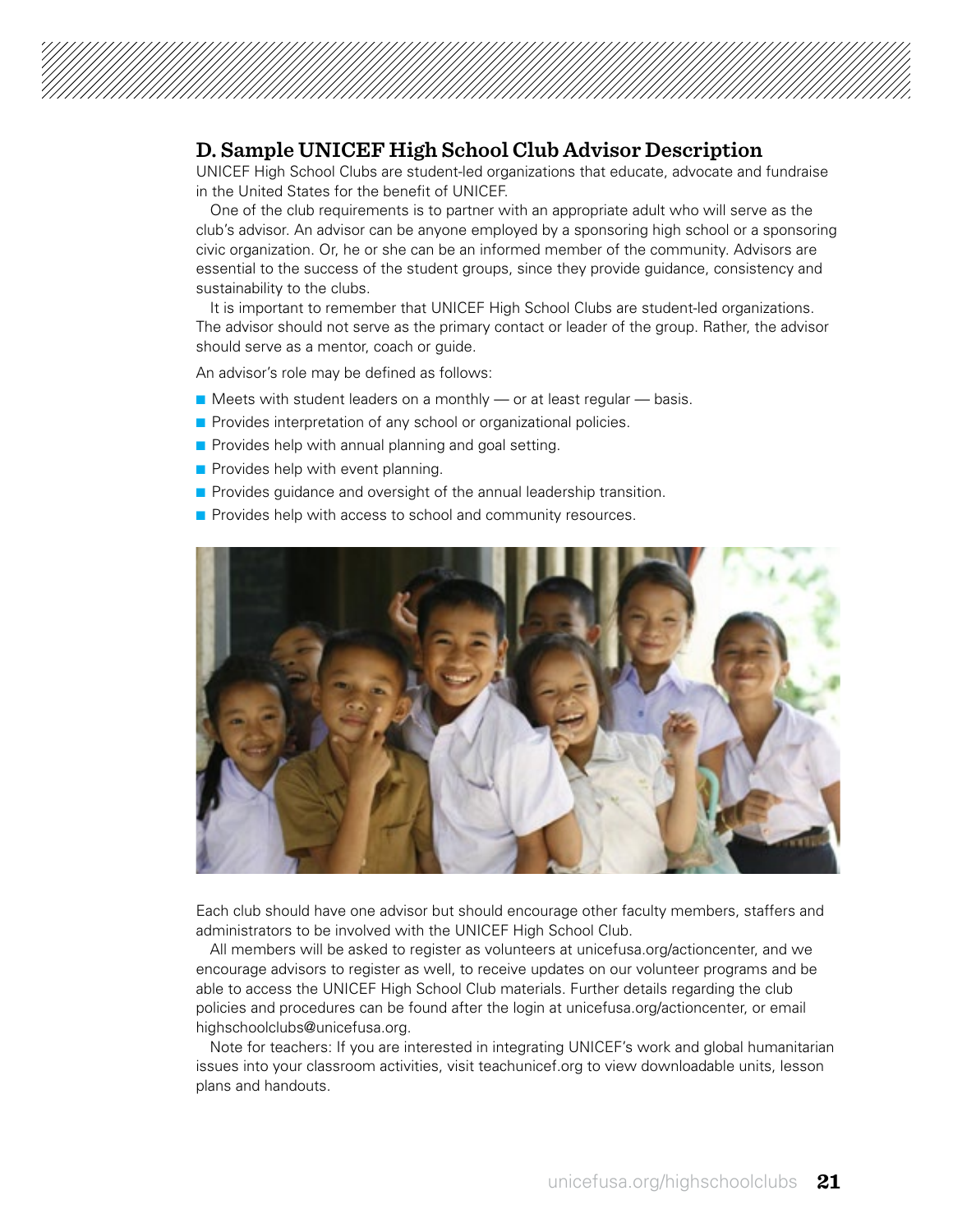## D. Sample UNICEF High School Club Advisor Description

UNICEF High School Clubs are student-led organizations that educate, advocate and fundraise in the United States for the benefit of UNICEF.

One of the club requirements is to partner with an appropriate adult who will serve as the club's advisor. An advisor can be anyone employed by a sponsoring high school or a sponsoring civic organization. Or, he or she can be an informed member of the community. Advisors are essential to the success of the student groups, since they provide guidance, consistency and sustainability to the clubs.

It is important to remember that UNICEF High School Clubs are student-led organizations. The advisor should not serve as the primary contact or leader of the group. Rather, the advisor should serve as a mentor, coach or guide.

An advisor's role may be defined as follows:

- Meets with student leaders on a monthly — or at least regular — basis.
- Provides interpretation of any school or organizational policies.
- Provides help with annual planning and goal setting.
- Provides help with event planning.
- Provides guidance and oversight of the annual leadership transition.
- Provides help with access to school and community resources.

Each club should have one advisor but should encourage other faculty members, staffers and administrators to be involved with the UNICEF High School Club.

All members will be asked to register as volunteers at unicefusa.org/actioncenter, and we encourage advisors to register as well, to receive updates on our volunteer programs and be able to access the UNICEF High School Club materials. Further details regarding the club policies and procedures can be found after the login at unicefusa.org/actioncenter, or email highschoolclubs@unicefusa.org.

Note for teachers: If you are interested in integrating UNICEF's work and global humanitarian issues into your classroom activities, visit teachunicef.org to view downloadable units, lesson plans and handouts.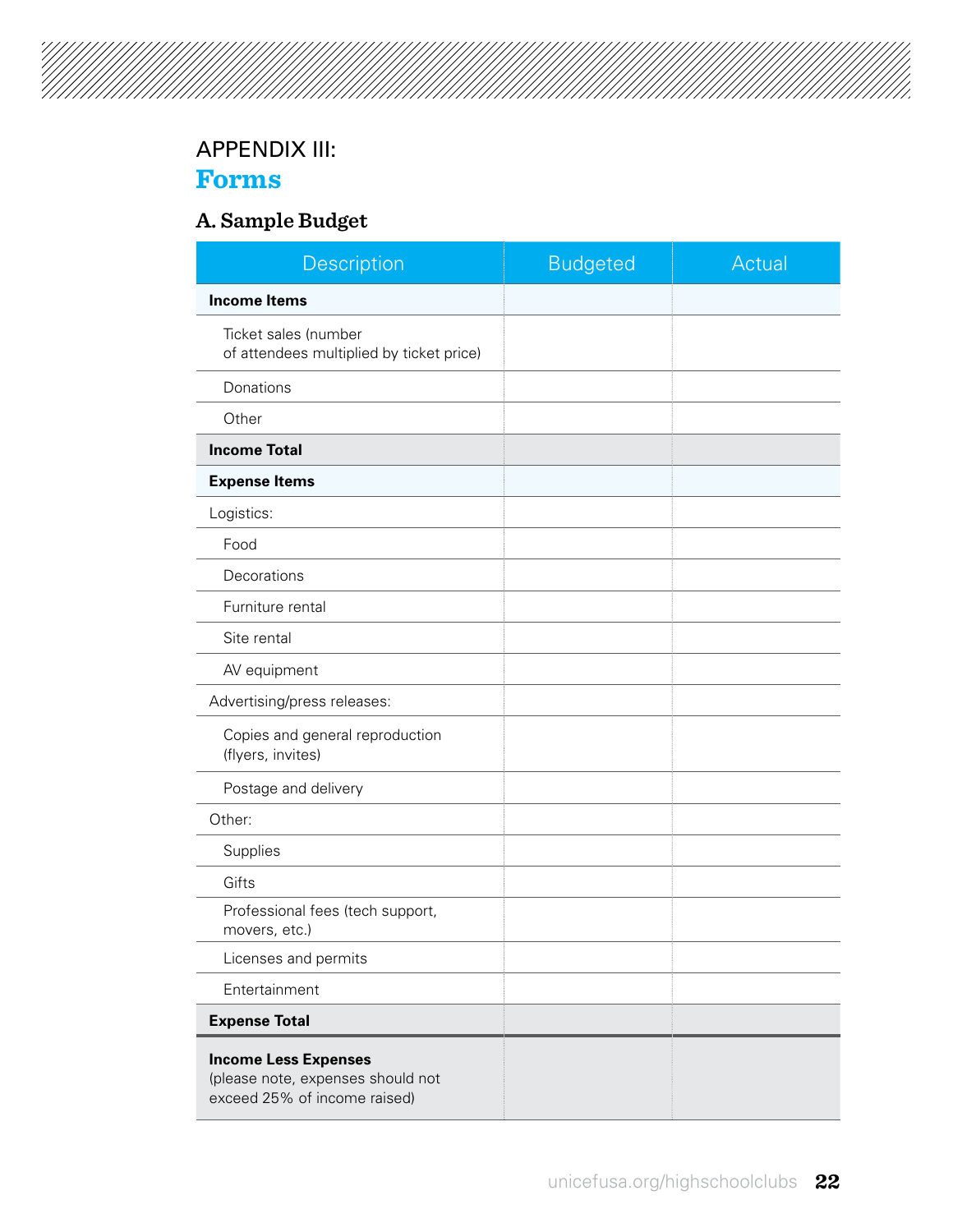## APPENDIX III:
# Forms

### A. Sample Budget

| Description | Budgeted | Actual |
|---|---|---|
| **Income Items** | | |
| Ticket sales (number of attendees multiplied by ticket price) | | |
| Donations | | |
| Other | | |
| **Income Total** | | |
| **Expense Items** | | |
| Logistics: | | |
| Food | | |
| Decorations | | |
| Furniture rental | | |
| Site rental | | |
| AV equipment | | |
| Advertising/press releases: | | |
| Copies and general reproduction (flyers, invites) | | |
| Postage and delivery | | |
| Other: | | |
| Supplies | | |
| Gifts | | |
| Professional fees (tech support, movers, etc.) | | |
| Licenses and permits | | |
| Entertainment | | |
| **Expense Total** | | |
| **Income Less Expenses** (please note, expenses should not exceed 25% of income raised) | | |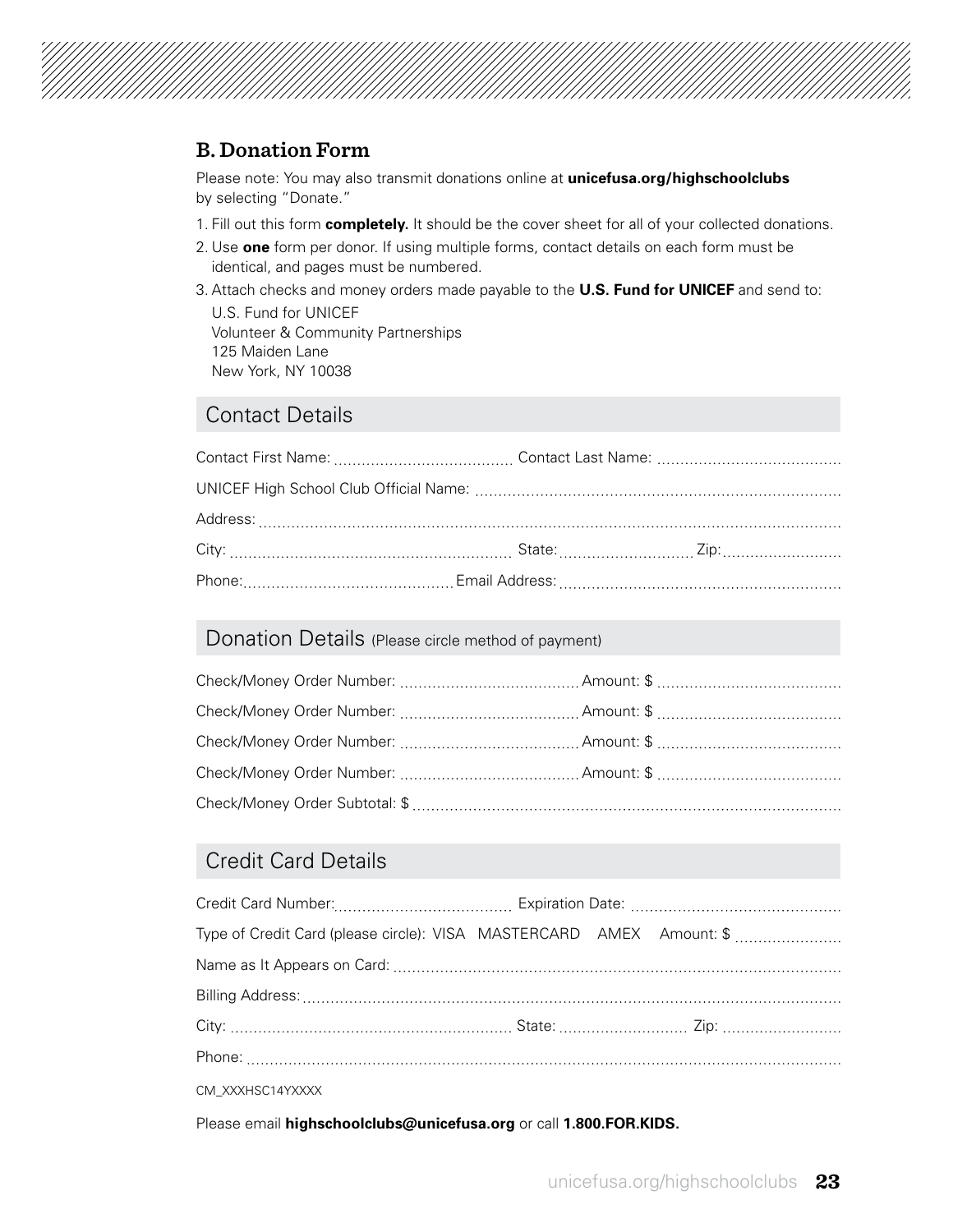## B. Donation Form

Please note: You may also transmit donations online at **unicefusa.org/highschoolclubs** by selecting "Donate."

1. Fill out this form **completely.** It should be the cover sheet for all of your collected donations.
2. Use **one** form per donor. If using multiple forms, contact details on each form must be identical, and pages must be numbered.
3. Attach checks and money orders made payable to the **U.S. Fund for UNICEF** and send to:

   U.S. Fund for UNICEF
   Volunteer & Community Partnerships
   125 Maiden Lane
   New York, NY 10038

### Contact Details

Contact First Name: .................................... Contact Last Name: ....................................

UNICEF High School Club Official Name: ............................................................................

Address: ............................................................................................................................

City: .......................................................... State: ........................... Zip: .........................

Phone: .......................................... Email Address: ..........................................................

### Donation Details (Please circle method of payment)

Check/Money Order Number: .................................... Amount: $ ....................................

Check/Money Order Number: .................................... Amount: $ ....................................

Check/Money Order Number: .................................... Amount: $ ....................................

Check/Money Order Number: .................................... Amount: $ ....................................

Check/Money Order Subtotal: $ ...........................................................................................

### Credit Card Details

Credit Card Number: .................................... Expiration Date: ..........................................

Type of Credit Card (please circle): VISA MASTERCARD AMEX Amount: $ ......................

Name as It Appears on Card: ...............................................................................................

Billing Address: ..................................................................................................................

City: .......................................................... State: ........................... Zip: .........................

Phone: ...............................................................................................................................

CM_XXXHSC14YXXXX

Please email **highschoolclubs@unicefusa.org** or call **1.800.FOR.KIDS.**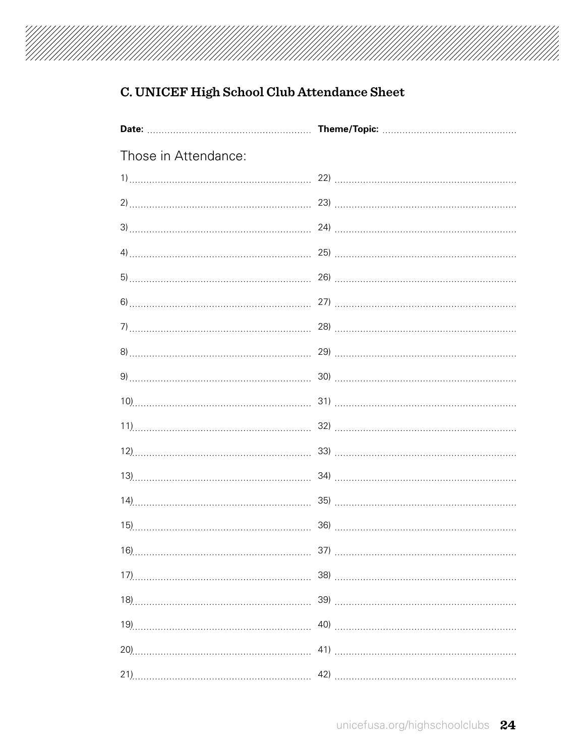### C. UNICEF High School Club Attendance Sheet

**Date:** ........................................................ **Theme/Topic:** ..............................................

Those in Attendance:

| | |
|---|---|
| 1) ................................................................ | 22) ................................................................ |
| 2) ................................................................ | 23) ................................................................ |
| 3) ................................................................ | 24) ................................................................ |
| 4) ................................................................ | 25) ................................................................ |
| 5) ................................................................ | 26) ................................................................ |
| 6) ................................................................ | 27) ................................................................ |
| 7) ................................................................ | 28) ................................................................ |
| 8) ................................................................ | 29) ................................................................ |
| 9) ................................................................ | 30) ................................................................ |
| 10) ................................................................ | 31) ................................................................ |
| 11) ................................................................ | 32) ................................................................ |
| 12) ................................................................ | 33) ................................................................ |
| 13) ................................................................ | 34) ................................................................ |
| 14) ................................................................ | 35) ................................................................ |
| 15) ................................................................ | 36) ................................................................ |
| 16) ................................................................ | 37) ................................................................ |
| 17) ................................................................ | 38) ................................................................ |
| 18) ................................................................ | 39) ................................................................ |
| 19) ................................................................ | 40) ................................................................ |
| 20) ................................................................ | 41) ................................................................ |
| 21) ................................................................ | 42) ................................................................ |

unicefusa.org/highschoolclubs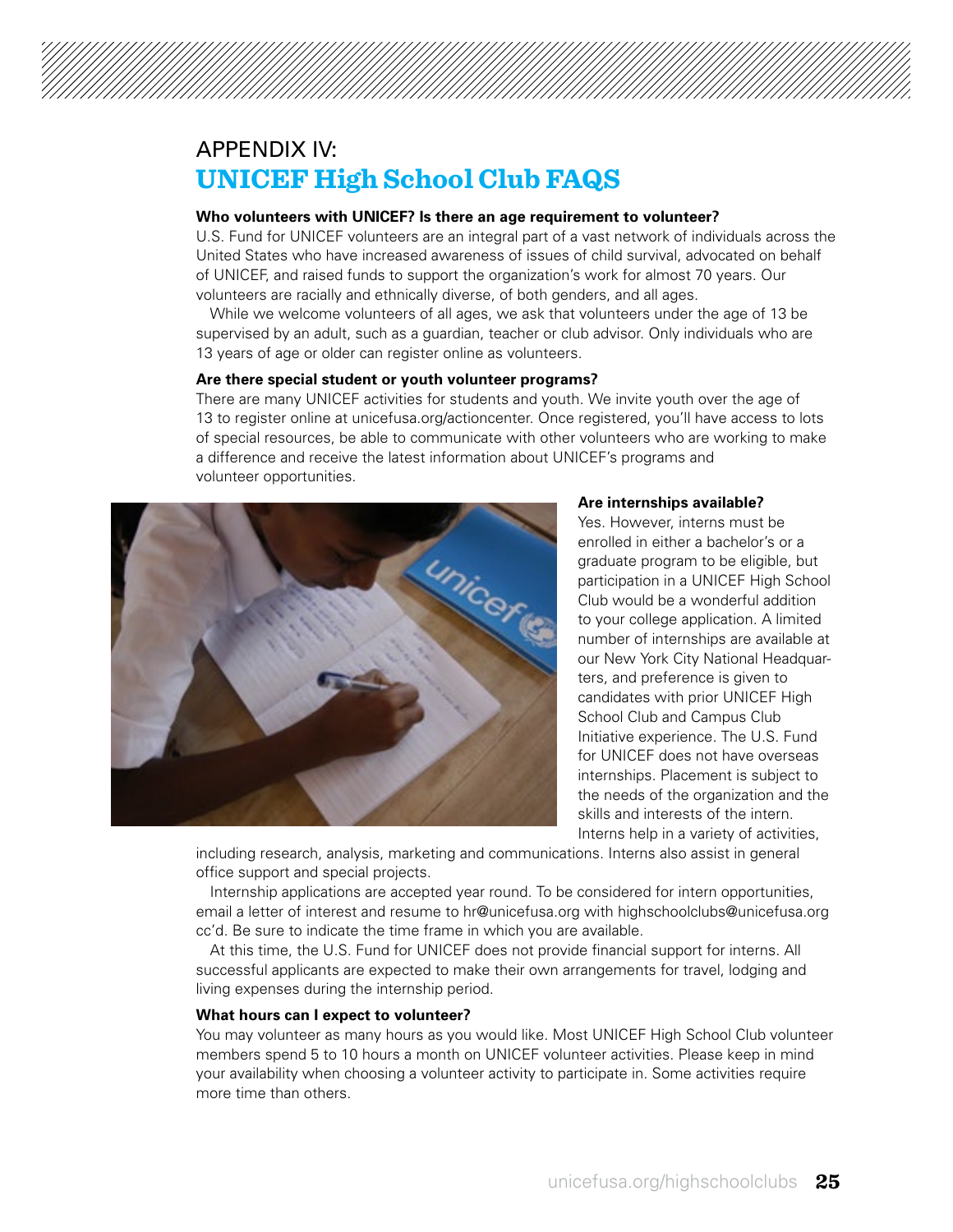# APPENDIX IV:
# UNICEF High School Club FAQS

**Who volunteers with UNICEF? Is there an age requirement to volunteer?**

U.S. Fund for UNICEF volunteers are an integral part of a vast network of individuals across the United States who have increased awareness of issues of child survival, advocated on behalf of UNICEF, and raised funds to support the organization's work for almost 70 years. Our volunteers are racially and ethnically diverse, of both genders, and all ages.

While we welcome volunteers of all ages, we ask that volunteers under the age of 13 be supervised by an adult, such as a guardian, teacher or club advisor. Only individuals who are 13 years of age or older can register online as volunteers.

**Are there special student or youth volunteer programs?**

There are many UNICEF activities for students and youth. We invite youth over the age of 13 to register online at unicefusa.org/actioncenter. Once registered, you'll have access to lots of special resources, be able to communicate with other volunteers who are working to make a difference and receive the latest information about UNICEF's programs and volunteer opportunities.

**Are internships available?**

Yes. However, interns must be enrolled in either a bachelor's or a graduate program to be eligible, but participation in a UNICEF High School Club would be a wonderful addition to your college application. A limited number of internships are available at our New York City National Headquarters, and preference is given to candidates with prior UNICEF High School Club and Campus Club Initiative experience. The U.S. Fund for UNICEF does not have overseas internships. Placement is subject to the needs of the organization and the skills and interests of the intern. Interns help in a variety of activities, including research, analysis, marketing and communications. Interns also assist in general office support and special projects.

Internship applications are accepted year round. To be considered for intern opportunities, email a letter of interest and resume to hr@unicefusa.org with highschoolclubs@unicefusa.org cc'd. Be sure to indicate the time frame in which you are available.

At this time, the U.S. Fund for UNICEF does not provide financial support for interns. All successful applicants are expected to make their own arrangements for travel, lodging and living expenses during the internship period.

**What hours can I expect to volunteer?**

You may volunteer as many hours as you would like. Most UNICEF High School Club volunteer members spend 5 to 10 hours a month on UNICEF volunteer activities. Please keep in mind your availability when choosing a volunteer activity to participate in. Some activities require more time than others.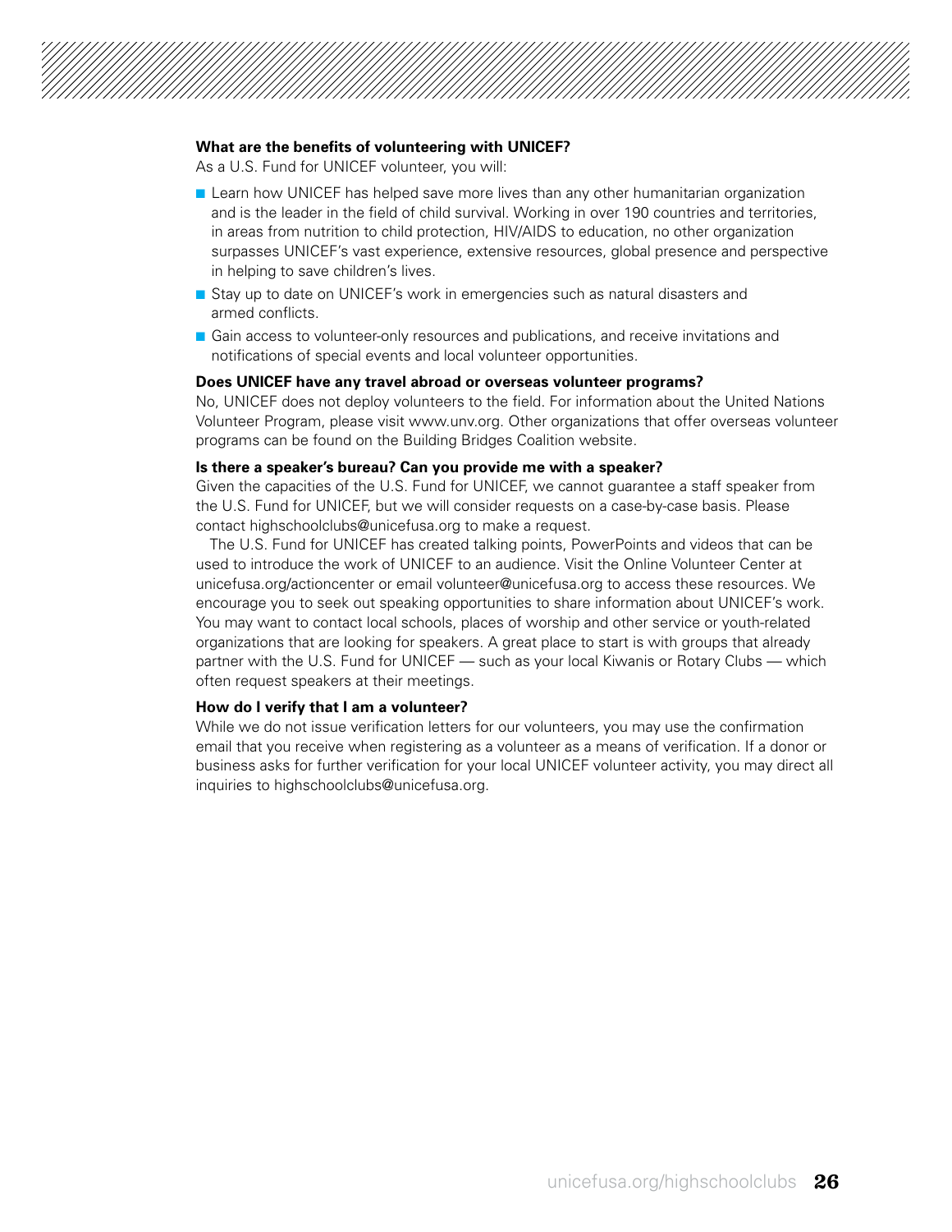**What are the benefits of volunteering with UNICEF?**

As a U.S. Fund for UNICEF volunteer, you will:

- Learn how UNICEF has helped save more lives than any other humanitarian organization and is the leader in the field of child survival. Working in over 190 countries and territories, in areas from nutrition to child protection, HIV/AIDS to education, no other organization surpasses UNICEF's vast experience, extensive resources, global presence and perspective in helping to save children's lives.
- Stay up to date on UNICEF's work in emergencies such as natural disasters and armed conflicts.
- Gain access to volunteer-only resources and publications, and receive invitations and notifications of special events and local volunteer opportunities.

**Does UNICEF have any travel abroad or overseas volunteer programs?**

No, UNICEF does not deploy volunteers to the field. For information about the United Nations Volunteer Program, please visit www.unv.org. Other organizations that offer overseas volunteer programs can be found on the Building Bridges Coalition website.

**Is there a speaker's bureau? Can you provide me with a speaker?**

Given the capacities of the U.S. Fund for UNICEF, we cannot guarantee a staff speaker from the U.S. Fund for UNICEF, but we will consider requests on a case-by-case basis. Please contact highschoolclubs@unicefusa.org to make a request.

The U.S. Fund for UNICEF has created talking points, PowerPoints and videos that can be used to introduce the work of UNICEF to an audience. Visit the Online Volunteer Center at unicefusa.org/actioncenter or email volunteer@unicefusa.org to access these resources. We encourage you to seek out speaking opportunities to share information about UNICEF's work. You may want to contact local schools, places of worship and other service or youth-related organizations that are looking for speakers. A great place to start is with groups that already partner with the U.S. Fund for UNICEF — such as your local Kiwanis or Rotary Clubs — which often request speakers at their meetings.

**How do I verify that I am a volunteer?**

While we do not issue verification letters for our volunteers, you may use the confirmation email that you receive when registering as a volunteer as a means of verification. If a donor or business asks for further verification for your local UNICEF volunteer activity, you may direct all inquiries to highschoolclubs@unicefusa.org.